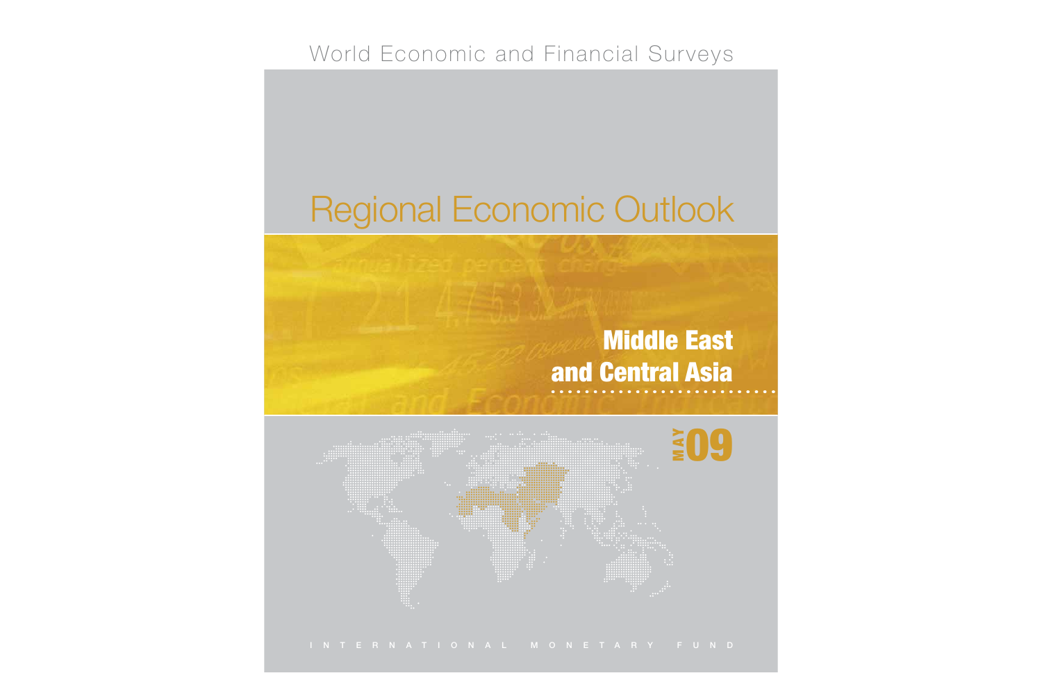World Economic and Financial Surveys

# Regional Economic Outlook

## Middle East and Central Asia

MAY 09

INTERNATIONAL MONETARY FUND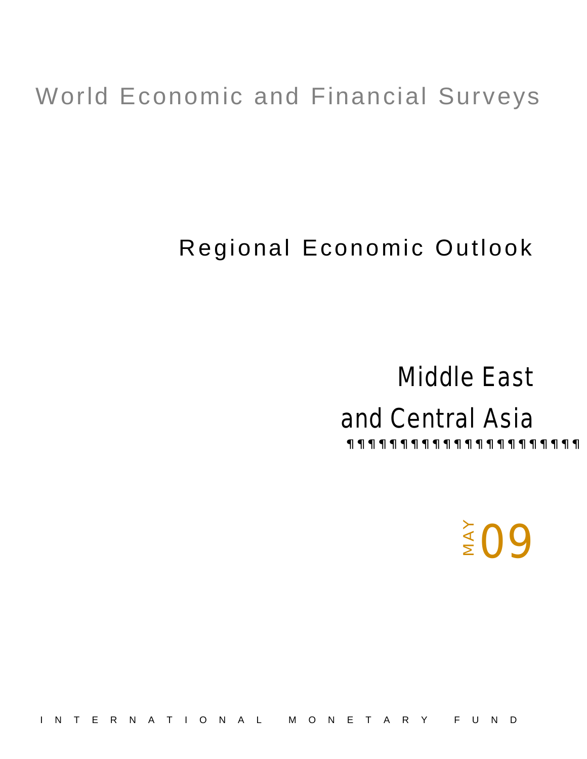World Economic and Financial Surveys

# Regional Economic Outlook

## Middle East and Central Asia

¶¶¶¶¶¶¶¶¶¶¶¶¶¶¶¶¶¶¶¶¶¶¶¶¶

MAY 09

INTERNATIONAL MONETARY FUND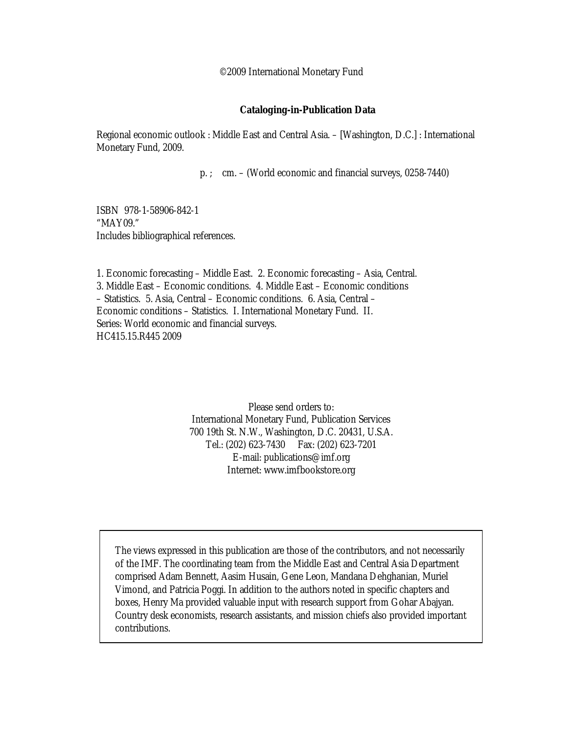©2009 International Monetary Fund

**Cataloging-in-Publication Data**

Regional economic outlook : Middle East and Central Asia. – [Washington, D.C.] : International Monetary Fund, 2009.

p. ; cm. – (World economic and financial surveys, 0258-7440)

ISBN 978-1-58906-842-1
"MAY09."
Includes bibliographical references.

1. Economic forecasting – Middle East. 2. Economic forecasting – Asia, Central. 3. Middle East – Economic conditions. 4. Middle East – Economic conditions – Statistics. 5. Asia, Central – Economic conditions. 6. Asia, Central – Economic conditions – Statistics. I. International Monetary Fund. II. Series: World economic and financial surveys.
HC415.15.R445 2009

Please send orders to:
International Monetary Fund, Publication Services
700 19th St. N.W., Washington, D.C. 20431, U.S.A.
Tel.: (202) 623-7430 Fax: (202) 623-7201
E-mail: publications@imf.org
Internet: www.imfbookstore.org

The views expressed in this publication are those of the contributors, and not necessarily of the IMF. The coordinating team from the Middle East and Central Asia Department comprised Adam Bennett, Aasim Husain, Gene Leon, Mandana Dehghanian, Muriel Vimond, and Patricia Poggi. In addition to the authors noted in specific chapters and boxes, Henry Ma provided valuable input with research support from Gohar Abajyan. Country desk economists, research assistants, and mission chiefs also provided important contributions.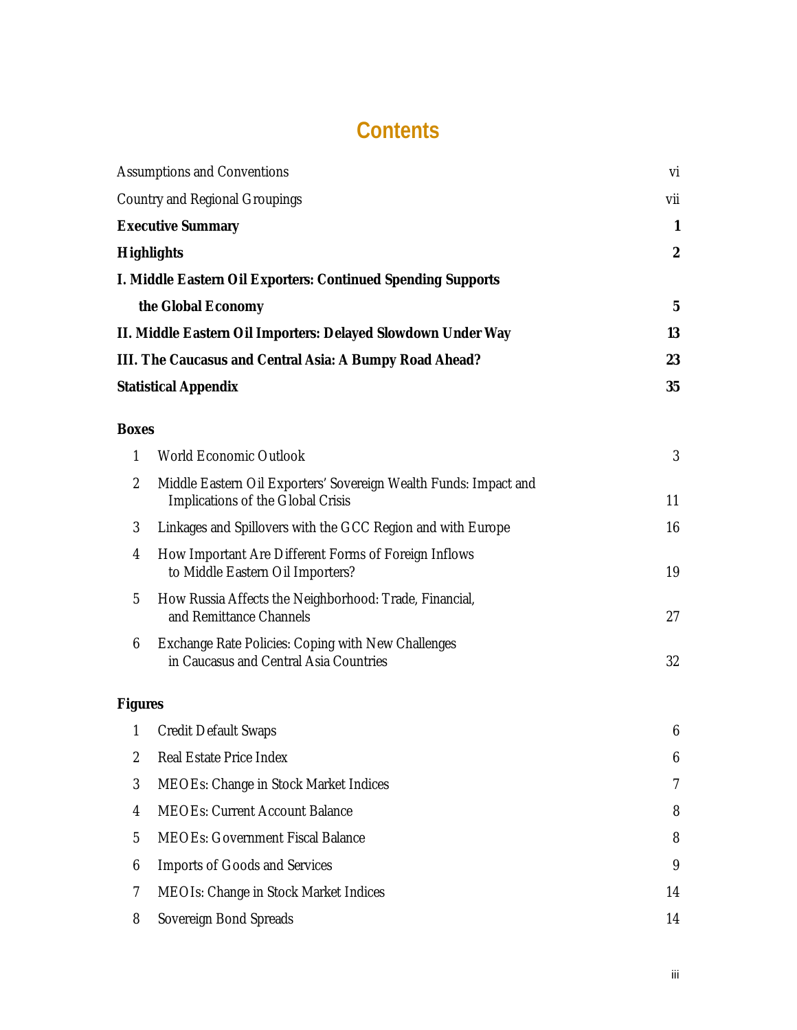# Contents

| | |
|---|---|
| Assumptions and Conventions | vi |
| Country and Regional Groupings | vii |
| **Executive Summary** | **1** |
| **Highlights** | **2** |
| **I. Middle Eastern Oil Exporters: Continued Spending Supports the Global Economy** | **5** |
| **II. Middle Eastern Oil Importers: Delayed Slowdown Under Way** | **13** |
| **III. The Caucasus and Central Asia: A Bumpy Road Ahead?** | **23** |
| **Statistical Appendix** | **35** |

**Boxes**

| | | |
|---|---|---|
| 1 | World Economic Outlook | 3 |
| 2 | Middle Eastern Oil Exporters' Sovereign Wealth Funds: Impact and Implications of the Global Crisis | 11 |
| 3 | Linkages and Spillovers with the GCC Region and with Europe | 16 |
| 4 | How Important Are Different Forms of Foreign Inflows to Middle Eastern Oil Importers? | 19 |
| 5 | How Russia Affects the Neighborhood: Trade, Financial, and Remittance Channels | 27 |
| 6 | Exchange Rate Policies: Coping with New Challenges in Caucasus and Central Asia Countries | 32 |

**Figures**

| | | |
|---|---|---|
| 1 | Credit Default Swaps | 6 |
| 2 | Real Estate Price Index | 6 |
| 3 | MEOEs: Change in Stock Market Indices | 7 |
| 4 | MEOEs: Current Account Balance | 8 |
| 5 | MEOEs: Government Fiscal Balance | 8 |
| 6 | Imports of Goods and Services | 9 |
| 7 | MEOIs: Change in Stock Market Indices | 14 |
| 8 | Sovereign Bond Spreads | 14 |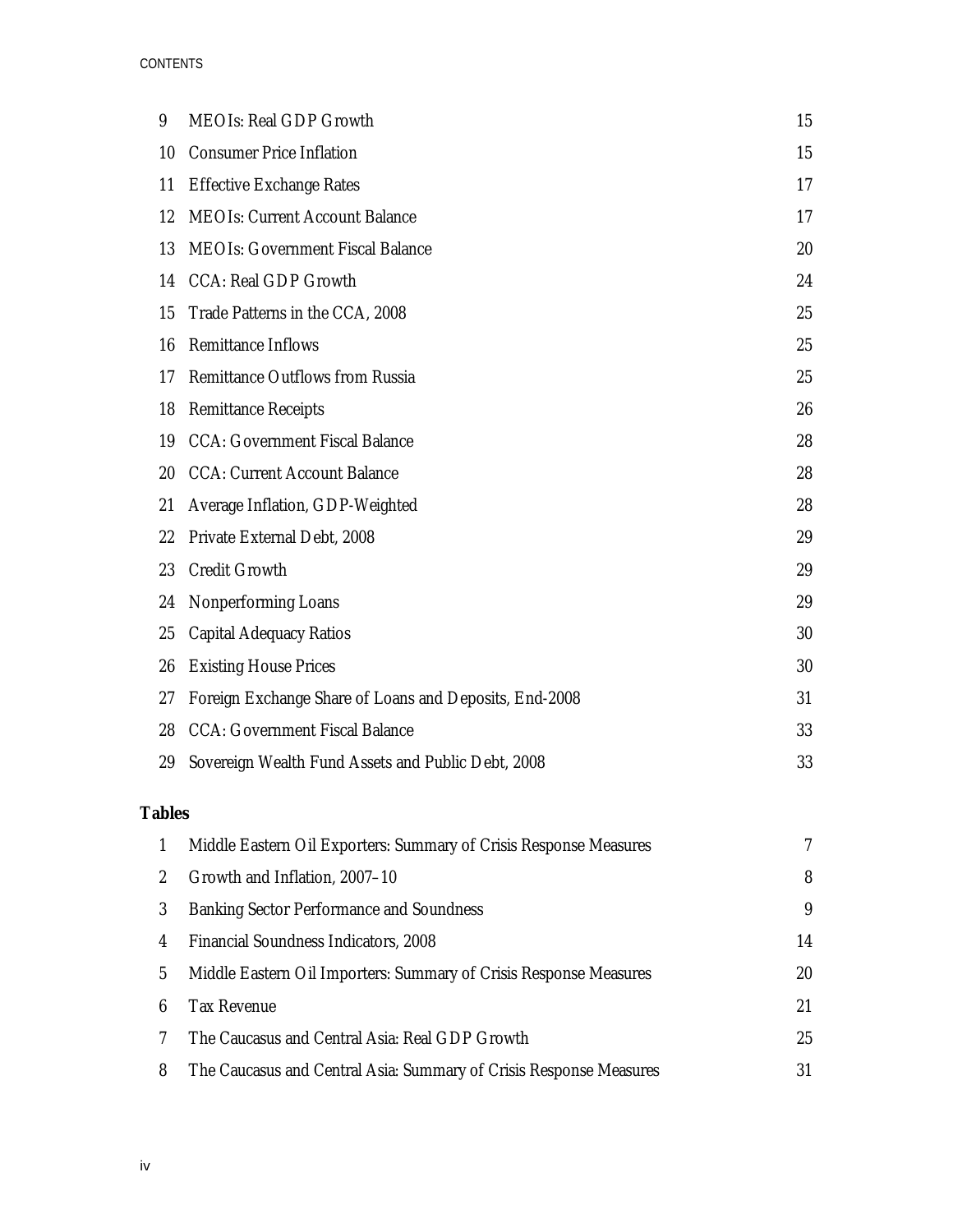| | | |
|---|---|---|
| 9 | MEOIs: Real GDP Growth | 15 |
| 10 | Consumer Price Inflation | 15 |
| 11 | Effective Exchange Rates | 17 |
| 12 | MEOIs: Current Account Balance | 17 |
| 13 | MEOIs: Government Fiscal Balance | 20 |
| 14 | CCA: Real GDP Growth | 24 |
| 15 | Trade Patterns in the CCA, 2008 | 25 |
| 16 | Remittance Inflows | 25 |
| 17 | Remittance Outflows from Russia | 25 |
| 18 | Remittance Receipts | 26 |
| 19 | CCA: Government Fiscal Balance | 28 |
| 20 | CCA: Current Account Balance | 28 |
| 21 | Average Inflation, GDP-Weighted | 28 |
| 22 | Private External Debt, 2008 | 29 |
| 23 | Credit Growth | 29 |
| 24 | Nonperforming Loans | 29 |
| 25 | Capital Adequacy Ratios | 30 |
| 26 | Existing House Prices | 30 |
| 27 | Foreign Exchange Share of Loans and Deposits, End-2008 | 31 |
| 28 | CCA: Government Fiscal Balance | 33 |
| 29 | Sovereign Wealth Fund Assets and Public Debt, 2008 | 33 |

**Tables**

| | | |
|---|---|---|
| 1 | Middle Eastern Oil Exporters: Summary of Crisis Response Measures | 7 |
| 2 | Growth and Inflation, 2007–10 | 8 |
| 3 | Banking Sector Performance and Soundness | 9 |
| 4 | Financial Soundness Indicators, 2008 | 14 |
| 5 | Middle Eastern Oil Importers: Summary of Crisis Response Measures | 20 |
| 6 | Tax Revenue | 21 |
| 7 | The Caucasus and Central Asia: Real GDP Growth | 25 |
| 8 | The Caucasus and Central Asia: Summary of Crisis Response Measures | 31 |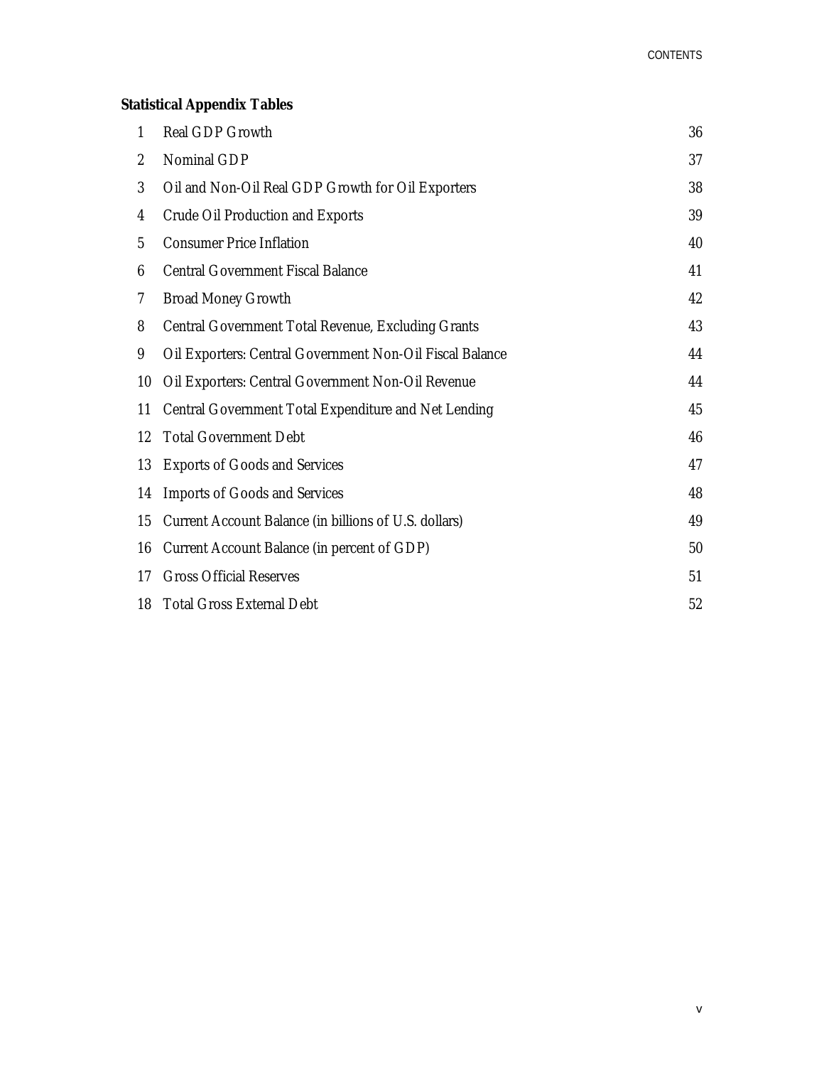**Statistical Appendix Tables**

| | | |
|---|---|---|
| 1 | Real GDP Growth | 36 |
| 2 | Nominal GDP | 37 |
| 3 | Oil and Non-Oil Real GDP Growth for Oil Exporters | 38 |
| 4 | Crude Oil Production and Exports | 39 |
| 5 | Consumer Price Inflation | 40 |
| 6 | Central Government Fiscal Balance | 41 |
| 7 | Broad Money Growth | 42 |
| 8 | Central Government Total Revenue, Excluding Grants | 43 |
| 9 | Oil Exporters: Central Government Non-Oil Fiscal Balance | 44 |
| 10 | Oil Exporters: Central Government Non-Oil Revenue | 44 |
| 11 | Central Government Total Expenditure and Net Lending | 45 |
| 12 | Total Government Debt | 46 |
| 13 | Exports of Goods and Services | 47 |
| 14 | Imports of Goods and Services | 48 |
| 15 | Current Account Balance (in billions of U.S. dollars) | 49 |
| 16 | Current Account Balance (in percent of GDP) | 50 |
| 17 | Gross Official Reserves | 51 |
| 18 | Total Gross External Debt | 52 |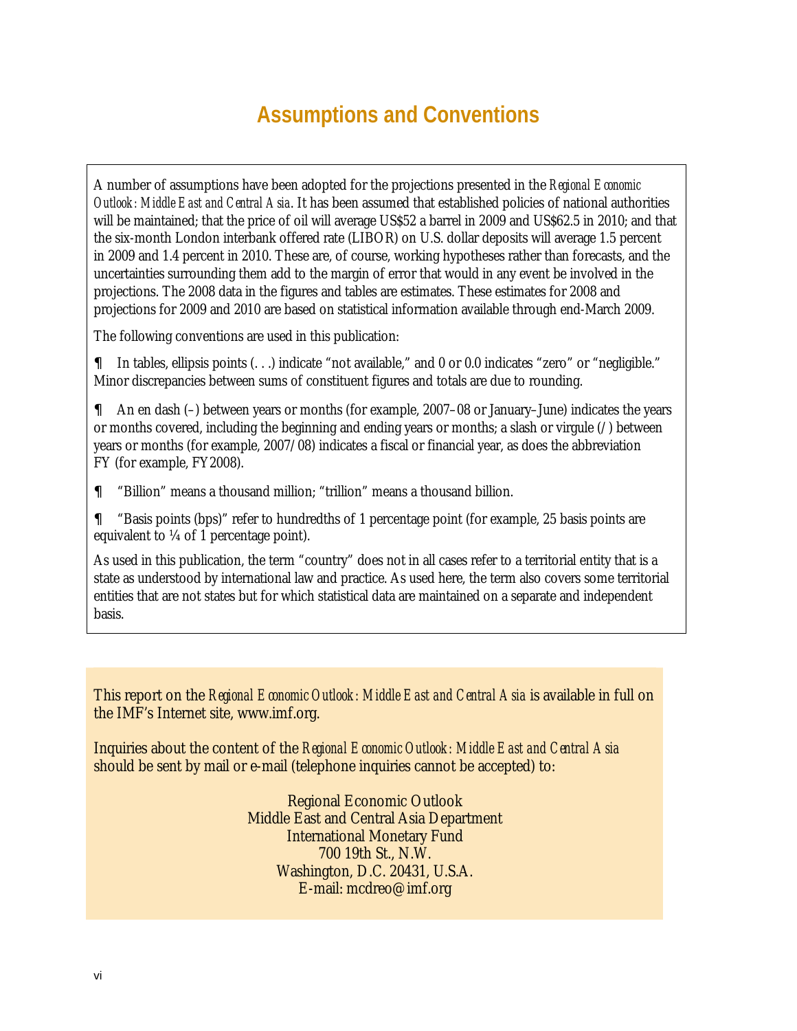# Assumptions and Conventions

A number of assumptions have been adopted for the projections presented in the *Regional Economic Outlook: Middle East and Central Asia*. It has been assumed that established policies of national authorities will be maintained; that the price of oil will average US$52 a barrel in 2009 and US$62.5 in 2010; and that the six-month London interbank offered rate (LIBOR) on U.S. dollar deposits will average 1.5 percent in 2009 and 1.4 percent in 2010. These are, of course, working hypotheses rather than forecasts, and the uncertainties surrounding them add to the margin of error that would in any event be involved in the projections. The 2008 data in the figures and tables are estimates. These estimates for 2008 and projections for 2009 and 2010 are based on statistical information available through end-March 2009.

The following conventions are used in this publication:

¶ In tables, ellipsis points (. . .) indicate "not available," and 0 or 0.0 indicates "zero" or "negligible." Minor discrepancies between sums of constituent figures and totals are due to rounding.

¶ An en dash (–) between years or months (for example, 2007–08 or January–June) indicates the years or months covered, including the beginning and ending years or months; a slash or virgule (/) between years or months (for example, 2007/08) indicates a fiscal or financial year, as does the abbreviation FY (for example, FY2008).

¶ "Billion" means a thousand million; "trillion" means a thousand billion.

¶ "Basis points (bps)" refer to hundredths of 1 percentage point (for example, 25 basis points are equivalent to ¼ of 1 percentage point).

As used in this publication, the term "country" does not in all cases refer to a territorial entity that is a state as understood by international law and practice. As used here, the term also covers some territorial entities that are not states but for which statistical data are maintained on a separate and independent basis.

This report on the *Regional Economic Outlook: Middle East and Central Asia* is available in full on the IMF's Internet site, www.imf.org.

Inquiries about the content of the *Regional Economic Outlook: Middle East and Central Asia* should be sent by mail or e-mail (telephone inquiries cannot be accepted) to:

Regional Economic Outlook  
Middle East and Central Asia Department  
International Monetary Fund  
700 19th St., N.W.  
Washington, D.C. 20431, U.S.A.  
E-mail: mcdreo@imf.org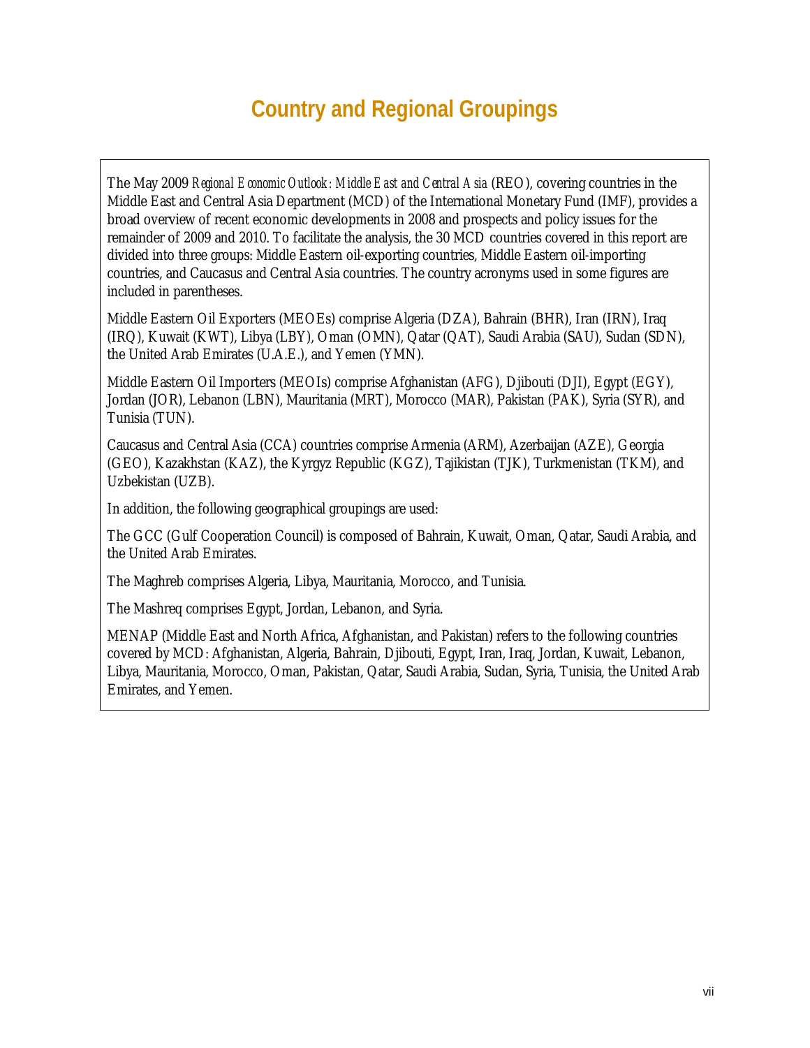# Country and Regional Groupings

The May 2009 *Regional Economic Outlook: Middle East and Central Asia* (REO), covering countries in the Middle East and Central Asia Department (MCD) of the International Monetary Fund (IMF), provides a broad overview of recent economic developments in 2008 and prospects and policy issues for the remainder of 2009 and 2010. To facilitate the analysis, the 30 MCD countries covered in this report are divided into three groups: Middle Eastern oil-exporting countries, Middle Eastern oil-importing countries, and Caucasus and Central Asia countries. The country acronyms used in some figures are included in parentheses.

Middle Eastern Oil Exporters (MEOEs) comprise Algeria (DZA), Bahrain (BHR), Iran (IRN), Iraq (IRQ), Kuwait (KWT), Libya (LBY), Oman (OMN), Qatar (QAT), Saudi Arabia (SAU), Sudan (SDN), the United Arab Emirates (U.A.E.), and Yemen (YMN).

Middle Eastern Oil Importers (MEOIs) comprise Afghanistan (AFG), Djibouti (DJI), Egypt (EGY), Jordan (JOR), Lebanon (LBN), Mauritania (MRT), Morocco (MAR), Pakistan (PAK), Syria (SYR), and Tunisia (TUN).

Caucasus and Central Asia (CCA) countries comprise Armenia (ARM), Azerbaijan (AZE), Georgia (GEO), Kazakhstan (KAZ), the Kyrgyz Republic (KGZ), Tajikistan (TJK), Turkmenistan (TKM), and Uzbekistan (UZB).

In addition, the following geographical groupings are used:

The GCC (Gulf Cooperation Council) is composed of Bahrain, Kuwait, Oman, Qatar, Saudi Arabia, and the United Arab Emirates.

The Maghreb comprises Algeria, Libya, Mauritania, Morocco, and Tunisia.

The Mashreq comprises Egypt, Jordan, Lebanon, and Syria.

MENAP (Middle East and North Africa, Afghanistan, and Pakistan) refers to the following countries covered by MCD: Afghanistan, Algeria, Bahrain, Djibouti, Egypt, Iran, Iraq, Jordan, Kuwait, Lebanon, Libya, Mauritania, Morocco, Oman, Pakistan, Qatar, Saudi Arabia, Sudan, Syria, Tunisia, the United Arab Emirates, and Yemen.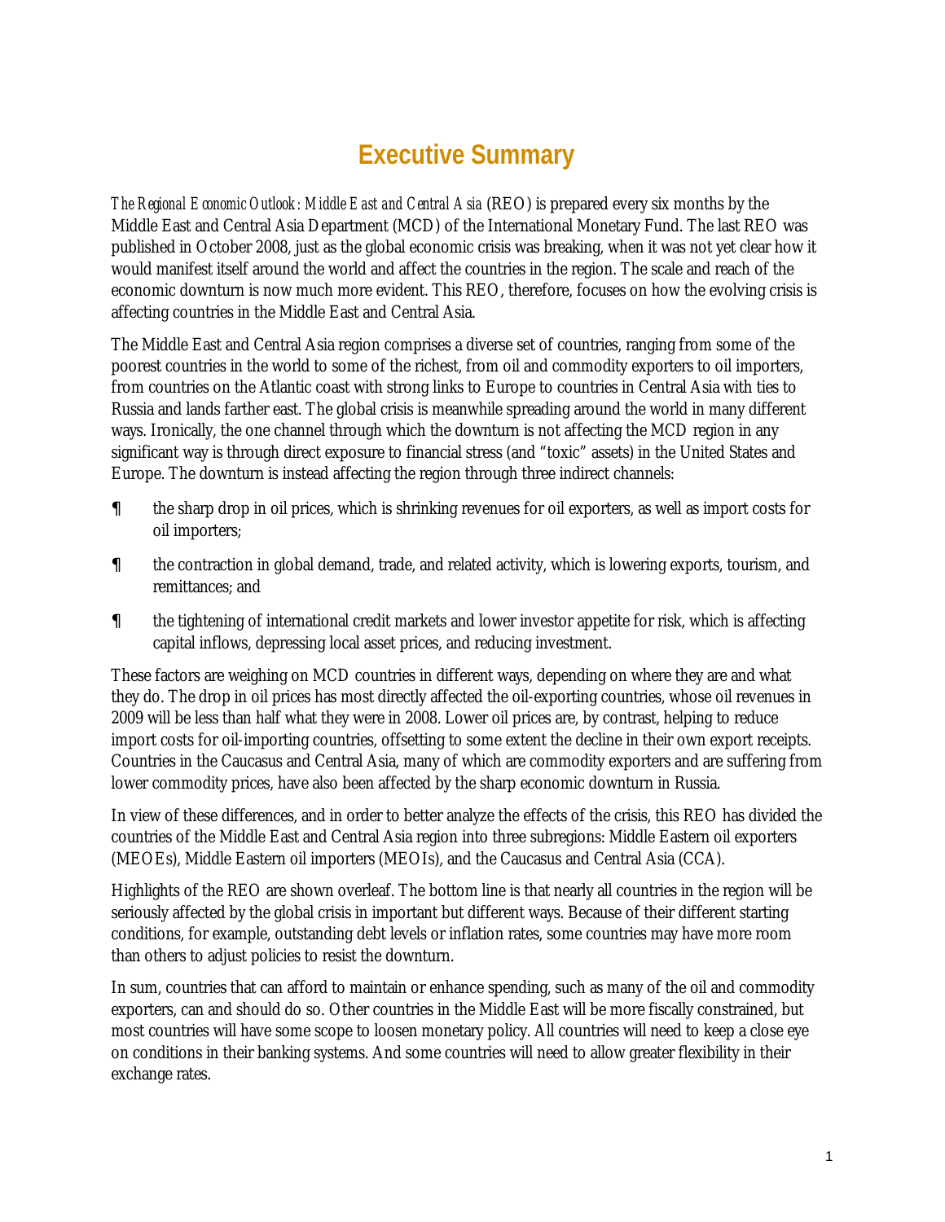# Executive Summary

*The Regional Economic Outlook: Middle East and Central Asia* (REO) is prepared every six months by the Middle East and Central Asia Department (MCD) of the International Monetary Fund. The last REO was published in October 2008, just as the global economic crisis was breaking, when it was not yet clear how it would manifest itself around the world and affect the countries in the region. The scale and reach of the economic downturn is now much more evident. This REO, therefore, focuses on how the evolving crisis is affecting countries in the Middle East and Central Asia.

The Middle East and Central Asia region comprises a diverse set of countries, ranging from some of the poorest countries in the world to some of the richest, from oil and commodity exporters to oil importers, from countries on the Atlantic coast with strong links to Europe to countries in Central Asia with ties to Russia and lands farther east. The global crisis is meanwhile spreading around the world in many different ways. Ironically, the one channel through which the downturn is not affecting the MCD region in any significant way is through direct exposure to financial stress (and "toxic" assets) in the United States and Europe. The downturn is instead affecting the region through three indirect channels:

- the sharp drop in oil prices, which is shrinking revenues for oil exporters, as well as import costs for oil importers;
- the contraction in global demand, trade, and related activity, which is lowering exports, tourism, and remittances; and
- the tightening of international credit markets and lower investor appetite for risk, which is affecting capital inflows, depressing local asset prices, and reducing investment.

These factors are weighing on MCD countries in different ways, depending on where they are and what they do. The drop in oil prices has most directly affected the oil-exporting countries, whose oil revenues in 2009 will be less than half what they were in 2008. Lower oil prices are, by contrast, helping to reduce import costs for oil-importing countries, offsetting to some extent the decline in their own export receipts. Countries in the Caucasus and Central Asia, many of which are commodity exporters and are suffering from lower commodity prices, have also been affected by the sharp economic downturn in Russia.

In view of these differences, and in order to better analyze the effects of the crisis, this REO has divided the countries of the Middle East and Central Asia region into three subregions: Middle Eastern oil exporters (MEOEs), Middle Eastern oil importers (MEOIs), and the Caucasus and Central Asia (CCA).

Highlights of the REO are shown overleaf. The bottom line is that nearly all countries in the region will be seriously affected by the global crisis in important but different ways. Because of their different starting conditions, for example, outstanding debt levels or inflation rates, some countries may have more room than others to adjust policies to resist the downturn.

In sum, countries that can afford to maintain or enhance spending, such as many of the oil and commodity exporters, can and should do so. Other countries in the Middle East will be more fiscally constrained, but most countries will have some scope to loosen monetary policy. All countries will need to keep a close eye on conditions in their banking systems. And some countries will need to allow greater flexibility in their exchange rates.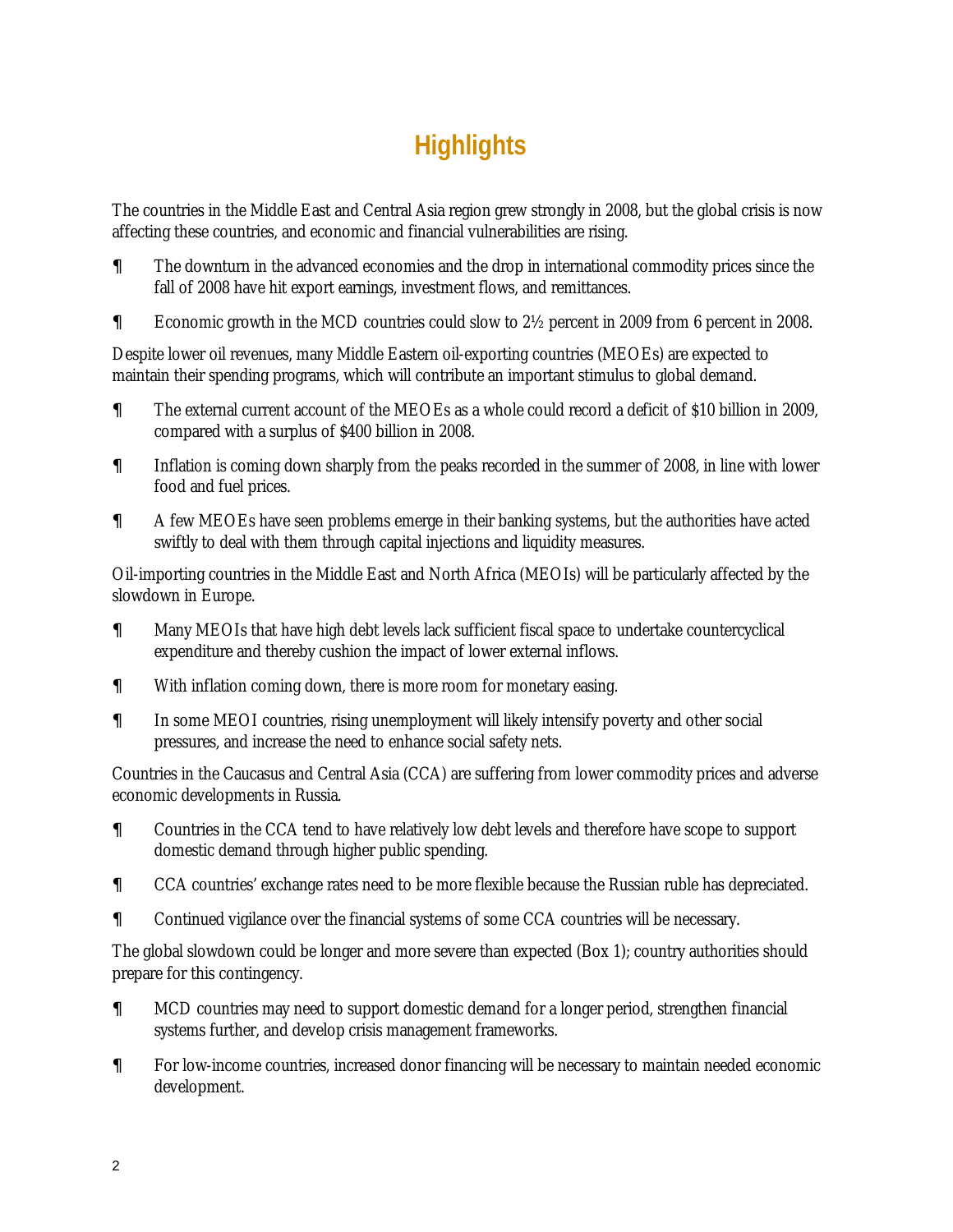# Highlights

The countries in the Middle East and Central Asia region grew strongly in 2008, but the global crisis is now affecting these countries, and economic and financial vulnerabilities are rising.

- The downturn in the advanced economies and the drop in international commodity prices since the fall of 2008 have hit export earnings, investment flows, and remittances.
- Economic growth in the MCD countries could slow to 2½ percent in 2009 from 6 percent in 2008.

Despite lower oil revenues, many Middle Eastern oil-exporting countries (MEOEs) are expected to maintain their spending programs, which will contribute an important stimulus to global demand.

- The external current account of the MEOEs as a whole could record a deficit of $10 billion in 2009, compared with a surplus of $400 billion in 2008.
- Inflation is coming down sharply from the peaks recorded in the summer of 2008, in line with lower food and fuel prices.
- A few MEOEs have seen problems emerge in their banking systems, but the authorities have acted swiftly to deal with them through capital injections and liquidity measures.

Oil-importing countries in the Middle East and North Africa (MEOIs) will be particularly affected by the slowdown in Europe.

- Many MEOIs that have high debt levels lack sufficient fiscal space to undertake countercyclical expenditure and thereby cushion the impact of lower external inflows.
- With inflation coming down, there is more room for monetary easing.
- In some MEOI countries, rising unemployment will likely intensify poverty and other social pressures, and increase the need to enhance social safety nets.

Countries in the Caucasus and Central Asia (CCA) are suffering from lower commodity prices and adverse economic developments in Russia.

- Countries in the CCA tend to have relatively low debt levels and therefore have scope to support domestic demand through higher public spending.
- CCA countries' exchange rates need to be more flexible because the Russian ruble has depreciated.
- Continued vigilance over the financial systems of some CCA countries will be necessary.

The global slowdown could be longer and more severe than expected (Box 1); country authorities should prepare for this contingency.

- MCD countries may need to support domestic demand for a longer period, strengthen financial systems further, and develop crisis management frameworks.
- For low-income countries, increased donor financing will be necessary to maintain needed economic development.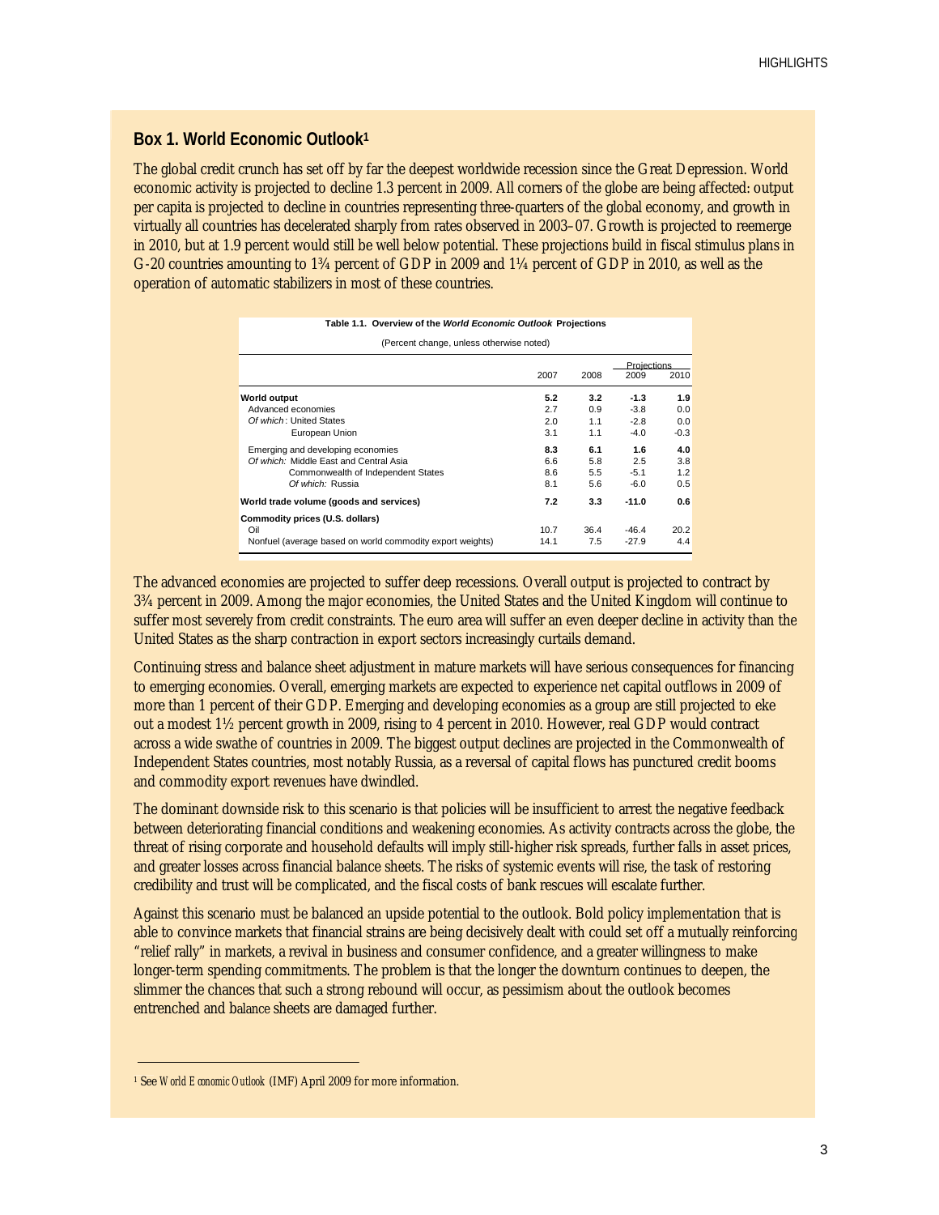## Box 1. World Economic Outlook[1]

The global credit crunch has set off by far the deepest worldwide recession since the Great Depression. World economic activity is projected to decline 1.3 percent in 2009. All corners of the globe are being affected: output per capita is projected to decline in countries representing three-quarters of the global economy, and growth in virtually all countries has decelerated sharply from rates observed in 2003–07. Growth is projected to reemerge in 2010, but at 1.9 percent would still be well below potential. These projections build in fiscal stimulus plans in G-20 countries amounting to 1¾ percent of GDP in 2009 and 1¼ percent of GDP in 2010, as well as the operation of automatic stabilizers in most of these countries.

**Table 1.1. Overview of the *World Economic Outlook* Projections**

(Percent change, unless otherwise noted)

| | | | Projections | |
|---|---|---|---|---|
| | 2007 | 2008 | 2009 | 2010 |
| **World output** | **5.2** | **3.2** | **-1.3** | **1.9** |
| Advanced economies | 2.7 | 0.9 | -3.8 | 0.0 |
| *Of which*: United States | 2.0 | 1.1 | -2.8 | 0.0 |
| European Union | 3.1 | 1.1 | -4.0 | -0.3 |
| Emerging and developing economies | **8.3** | **6.1** | **1.6** | **4.0** |
| *Of which:* Middle East and Central Asia | 6.6 | 5.8 | 2.5 | 3.8 |
| Commonwealth of Independent States | 8.6 | 5.5 | -5.1 | 1.2 |
| *Of which:* Russia | 8.1 | 5.6 | -6.0 | 0.5 |
| **World trade volume (goods and services)** | **7.2** | **3.3** | **-11.0** | **0.6** |
| **Commodity prices (U.S. dollars)** | | | | |
| Oil | 10.7 | 36.4 | -46.4 | 20.2 |
| Nonfuel (average based on world commodity export weights) | 14.1 | 7.5 | -27.9 | 4.4 |

The advanced economies are projected to suffer deep recessions. Overall output is projected to contract by 3¾ percent in 2009. Among the major economies, the United States and the United Kingdom will continue to suffer most severely from credit constraints. The euro area will suffer an even deeper decline in activity than the United States as the sharp contraction in export sectors increasingly curtails demand.

Continuing stress and balance sheet adjustment in mature markets will have serious consequences for financing to emerging economies. Overall, emerging markets are expected to experience net capital outflows in 2009 of more than 1 percent of their GDP. Emerging and developing economies as a group are still projected to eke out a modest 1½ percent growth in 2009, rising to 4 percent in 2010. However, real GDP would contract across a wide swathe of countries in 2009. The biggest output declines are projected in the Commonwealth of Independent States countries, most notably Russia, as a reversal of capital flows has punctured credit booms and commodity export revenues have dwindled.

The dominant downside risk to this scenario is that policies will be insufficient to arrest the negative feedback between deteriorating financial conditions and weakening economies. As activity contracts across the globe, the threat of rising corporate and household defaults will imply still-higher risk spreads, further falls in asset prices, and greater losses across financial balance sheets. The risks of systemic events will rise, the task of restoring credibility and trust will be complicated, and the fiscal costs of bank rescues will escalate further.

Against this scenario must be balanced an upside potential to the outlook. Bold policy implementation that is able to convince markets that financial strains are being decisively dealt with could set off a mutually reinforcing "relief rally" in markets, a revival in business and consumer confidence, and a greater willingness to make longer-term spending commitments. The problem is that the longer the downturn continues to deepen, the slimmer the chances that such a strong rebound will occur, as pessimism about the outlook becomes entrenched and balance sheets are damaged further.

[1] See *World Economic Outlook* (IMF) April 2009 for more information.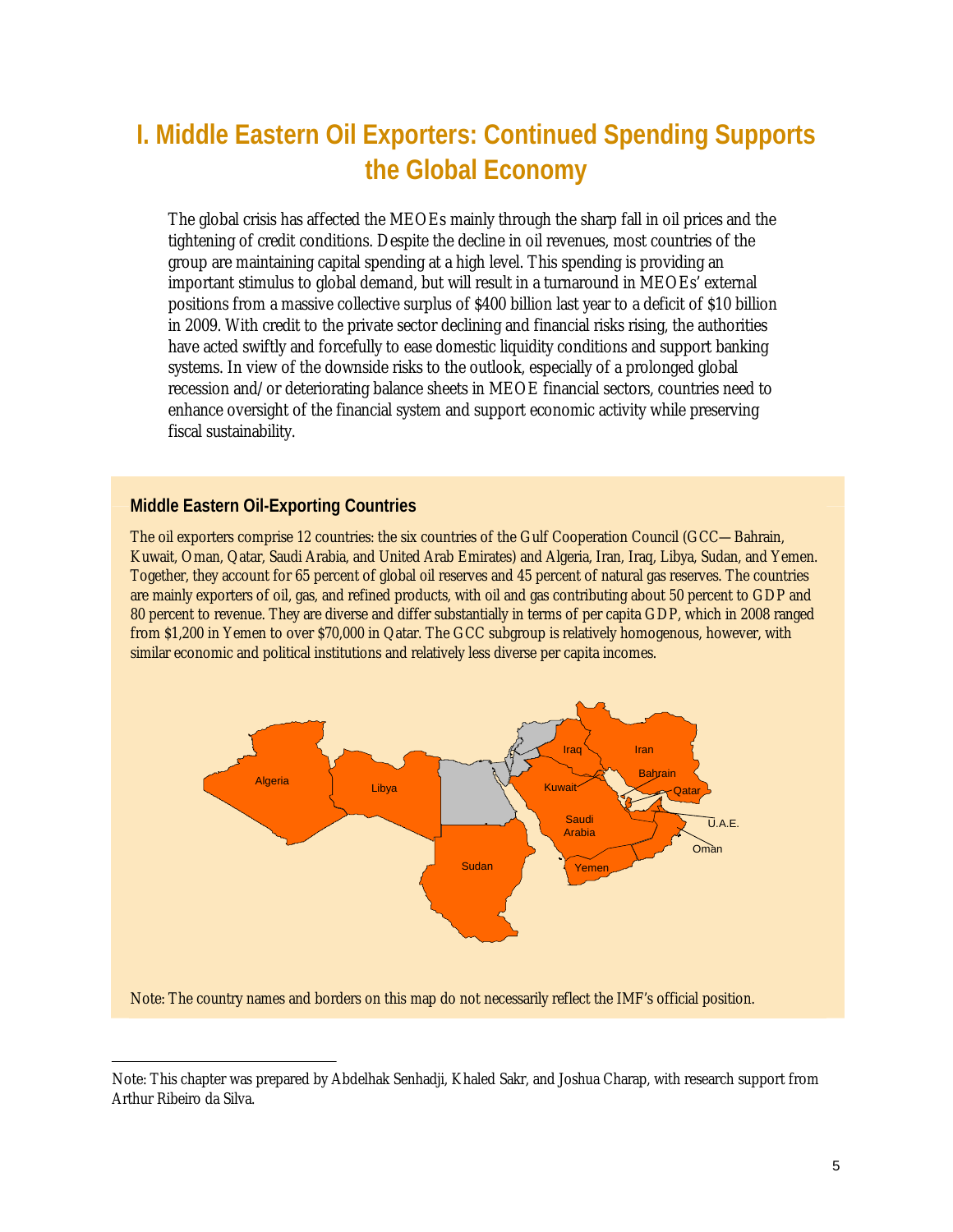# I. Middle Eastern Oil Exporters: Continued Spending Supports the Global Economy

The global crisis has affected the MEOEs mainly through the sharp fall in oil prices and the tightening of credit conditions. Despite the decline in oil revenues, most countries of the group are maintaining capital spending at a high level. This spending is providing an important stimulus to global demand, but will result in a turnaround in MEOEs' external positions from a massive collective surplus of $400 billion last year to a deficit of $10 billion in 2009. With credit to the private sector declining and financial risks rising, the authorities have acted swiftly and forcefully to ease domestic liquidity conditions and support banking systems. In view of the downside risks to the outlook, especially of a prolonged global recession and/or deteriorating balance sheets in MEOE financial sectors, countries need to enhance oversight of the financial system and support economic activity while preserving fiscal sustainability.

## Middle Eastern Oil-Exporting Countries

The oil exporters comprise 12 countries: the six countries of the Gulf Cooperation Council (GCC—Bahrain, Kuwait, Oman, Qatar, Saudi Arabia, and United Arab Emirates) and Algeria, Iran, Iraq, Libya, Sudan, and Yemen. Together, they account for 65 percent of global oil reserves and 45 percent of natural gas reserves. The countries are mainly exporters of oil, gas, and refined products, with oil and gas contributing about 50 percent to GDP and 80 percent to revenue. They are diverse and differ substantially in terms of per capita GDP, which in 2008 ranged from $1,200 in Yemen to over $70,000 in Qatar. The GCC subgroup is relatively homogenous, however, with similar economic and political institutions and relatively less diverse per capita incomes.

Note: The country names and borders on this map do not necessarily reflect the IMF's official position.

---

Note: This chapter was prepared by Abdelhak Senhadji, Khaled Sakr, and Joshua Charap, with research support from Arthur Ribeiro da Silva.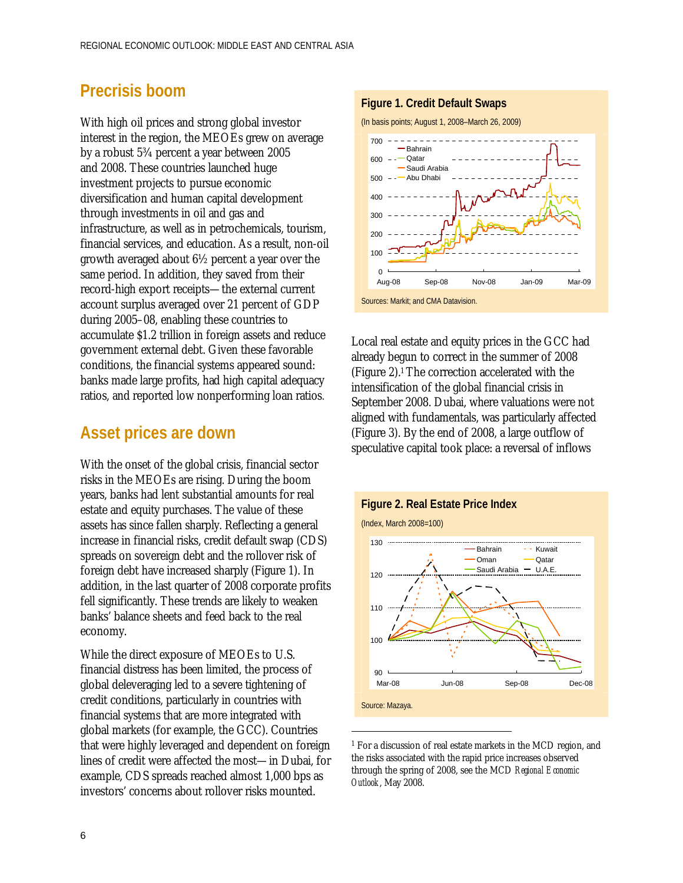## Precrisis boom

With high oil prices and strong global investor interest in the region, the MEOEs grew on average by a robust 5¾ percent a year between 2005 and 2008. These countries launched huge investment projects to pursue economic diversification and human capital development through investments in oil and gas and infrastructure, as well as in petrochemicals, tourism, financial services, and education. As a result, non-oil growth averaged about 6½ percent a year over the same period. In addition, they saved from their record-high export receipts—the external current account surplus averaged over 21 percent of GDP during 2005–08, enabling these countries to accumulate $1.2 trillion in foreign assets and reduce government external debt. Given these favorable conditions, the financial systems appeared sound: banks made large profits, had high capital adequacy ratios, and reported low nonperforming loan ratios.

## Asset prices are down

With the onset of the global crisis, financial sector risks in the MEOEs are rising. During the boom years, banks had lent substantial amounts for real estate and equity purchases. The value of these assets has since fallen sharply. Reflecting a general increase in financial risks, credit default swap (CDS) spreads on sovereign debt and the rollover risk of foreign debt have increased sharply (Figure 1). In addition, in the last quarter of 2008 corporate profits fell significantly. These trends are likely to weaken banks' balance sheets and feed back to the real economy.

While the direct exposure of MEOEs to U.S. financial distress has been limited, the process of global deleveraging led to a severe tightening of credit conditions, particularly in countries with financial systems that are more integrated with global markets (for example, the GCC). Countries that were highly leveraged and dependent on foreign lines of credit were affected the most—in Dubai, for example, CDS spreads reached almost 1,000 bps as investors' concerns about rollover risks mounted.

**Figure 1. Credit Default Swaps**

(In basis points; August 1, 2008–March 26, 2009)

Sources: Markit; and CMA Datavision.

Local real estate and equity prices in the GCC had already begun to correct in the summer of 2008 (Figure 2).[1] The correction accelerated with the intensification of the global financial crisis in September 2008. Dubai, where valuations were not aligned with fundamentals, was particularly affected (Figure 3). By the end of 2008, a large outflow of speculative capital took place: a reversal of inflows

**Figure 2. Real Estate Price Index**

(Index, March 2008=100)

Source: Mazaya.

[1] For a discussion of real estate markets in the MCD region, and the risks associated with the rapid price increases observed through the spring of 2008, see the MCD *Regional Economic Outlook*, May 2008.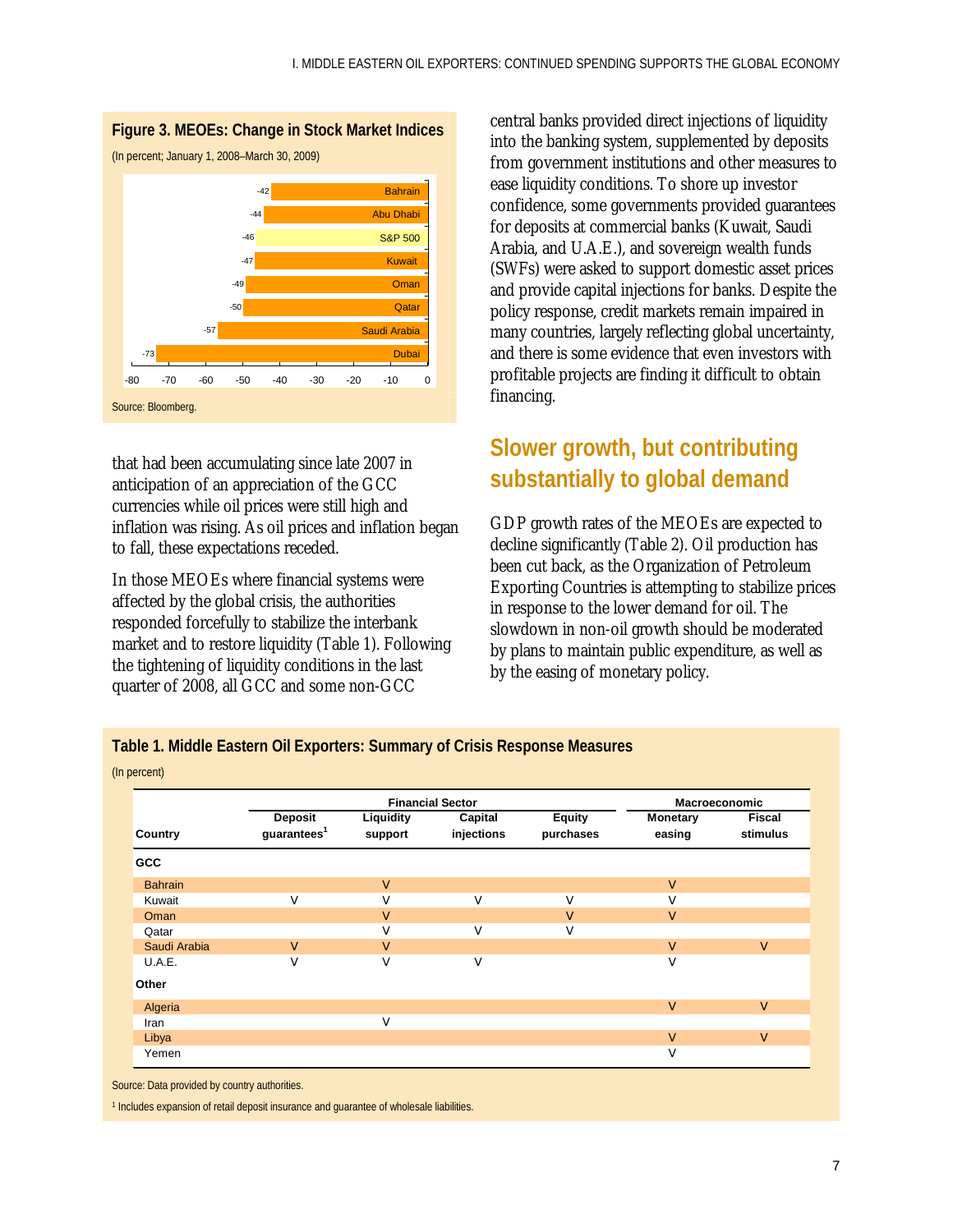**Figure 3. MEOEs: Change in Stock Market Indices**

(In percent; January 1, 2008–March 30, 2009)

| Market | Change |
|---|---|
| Bahrain | -42 |
| Abu Dhabi | -44 |
| S&P 500 | -46 |
| Kuwait | -47 |
| Oman | -49 |
| Qatar | -50 |
| Saudi Arabia | -57 |
| Dubai | -73 |

Source: Bloomberg.

that had been accumulating since late 2007 in anticipation of an appreciation of the GCC currencies while oil prices were still high and inflation was rising. As oil prices and inflation began to fall, these expectations receded.

In those MEOEs where financial systems were affected by the global crisis, the authorities responded forcefully to stabilize the interbank market and to restore liquidity (Table 1). Following the tightening of liquidity conditions in the last quarter of 2008, all GCC and some non-GCC central banks provided direct injections of liquidity into the banking system, supplemented by deposits from government institutions and other measures to ease liquidity conditions. To shore up investor confidence, some governments provided guarantees for deposits at commercial banks (Kuwait, Saudi Arabia, and U.A.E.), and sovereign wealth funds (SWFs) were asked to support domestic asset prices and provide capital injections for banks. Despite the policy response, credit markets remain impaired in many countries, largely reflecting global uncertainty, and there is some evidence that even investors with profitable projects are finding it difficult to obtain financing.

## Slower growth, but contributing substantially to global demand

GDP growth rates of the MEOEs are expected to decline significantly (Table 2). Oil production has been cut back, as the Organization of Petroleum Exporting Countries is attempting to stabilize prices in response to the lower demand for oil. The slowdown in non-oil growth should be moderated by plans to maintain public expenditure, as well as by the easing of monetary policy.

**Table 1. Middle Eastern Oil Exporters: Summary of Crisis Response Measures**

(In percent)

| | Financial Sector | | | | Macroeconomic | |
|---|---|---|---|---|---|---|
| Country | Deposit guarantees[1] | Liquidity support | Capital injections | Equity purchases | Monetary easing | Fiscal stimulus |
| **GCC** | | | | | | |
| Bahrain | | V | | | V | |
| Kuwait | V | V | V | V | V | |
| Oman | | V | | V | V | |
| Qatar | | V | V | V | | |
| Saudi Arabia | V | V | | | V | V |
| U.A.E. | V | V | V | | V | |
| **Other** | | | | | | |
| Algeria | | | | | V | V |
| Iran | | V | | | | |
| Libya | | | | | V | V |
| Yemen | | | | | V | |

Source: Data provided by country authorities.

[1] Includes expansion of retail deposit insurance and guarantee of wholesale liabilities.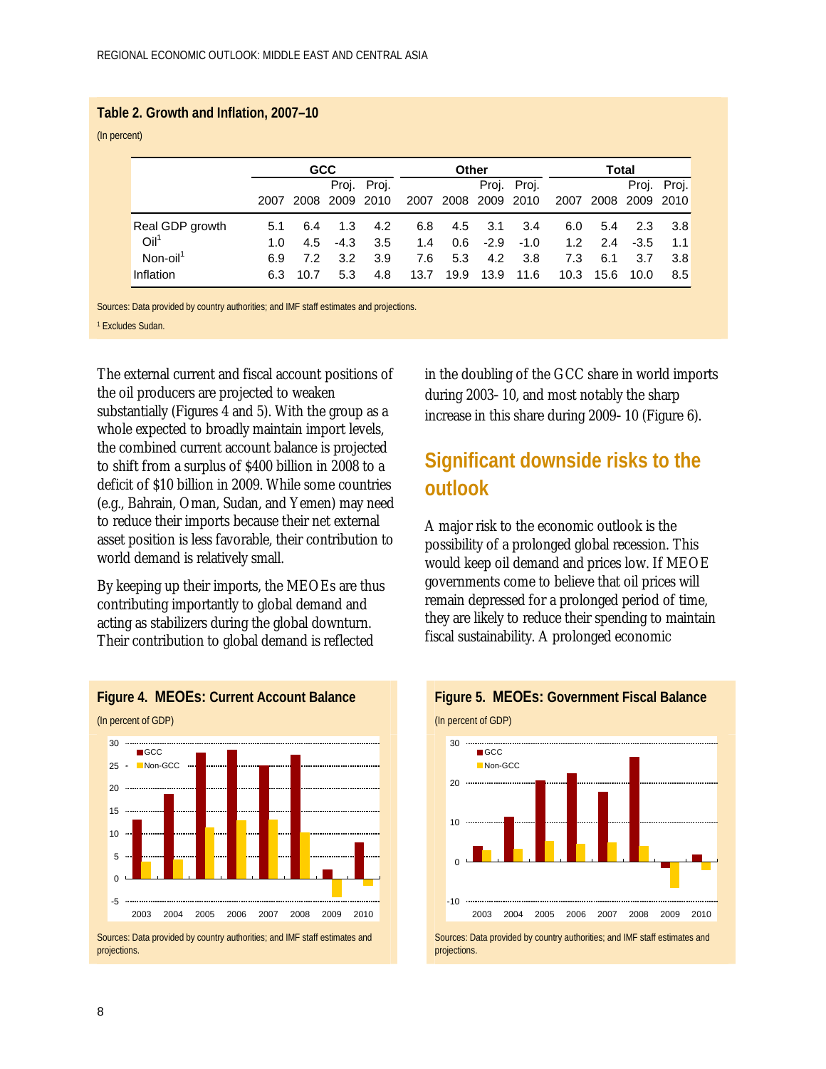**Table 2. Growth and Inflation, 2007–10**

(In percent)

| | GCC | | | | Other | | | | Total | | | |
|---|---|---|---|---|---|---|---|---|---|---|---|---|
| | 2007 | 2008 | Proj. 2009 | Proj. 2010 | 2007 | 2008 | Proj. 2009 | Proj. 2010 | 2007 | 2008 | Proj. 2009 | Proj. 2010 |
| Real GDP growth | 5.1 | 6.4 | 1.3 | 4.2 | 6.8 | 4.5 | 3.1 | 3.4 | 6.0 | 5.4 | 2.3 | 3.8 |
| Oil[1] | 1.0 | 4.5 | -4.3 | 3.5 | 1.4 | 0.6 | -2.9 | -1.0 | 1.2 | 2.4 | -3.5 | 1.1 |
| Non-oil[1] | 6.9 | 7.2 | 3.2 | 3.9 | 7.6 | 5.3 | 4.2 | 3.8 | 7.3 | 6.1 | 3.7 | 3.8 |
| Inflation | 6.3 | 10.7 | 5.3 | 4.8 | 13.7 | 19.9 | 13.9 | 11.6 | 10.3 | 15.6 | 10.0 | 8.5 |

Sources: Data provided by country authorities; and IMF staff estimates and projections.

[1] Excludes Sudan.

The external current and fiscal account positions of the oil producers are projected to weaken substantially (Figures 4 and 5). With the group as a whole expected to broadly maintain import levels, the combined current account balance is projected to shift from a surplus of $400 billion in 2008 to a deficit of $10 billion in 2009. While some countries (e.g., Bahrain, Oman, Sudan, and Yemen) may need to reduce their imports because their net external asset position is less favorable, their contribution to world demand is relatively small.

By keeping up their imports, the MEOEs are thus contributing importantly to global demand and acting as stabilizers during the global downturn. Their contribution to global demand is reflected in the doubling of the GCC share in world imports during 2003- 10, and most notably the sharp increase in this share during 2009- 10 (Figure 6).

## Significant downside risks to the outlook

A major risk to the economic outlook is the possibility of a prolonged global recession. This would keep oil demand and prices low. If MEOE governments come to believe that oil prices will remain depressed for a prolonged period of time, they are likely to reduce their spending to maintain fiscal sustainability. A prolonged economic

**Figure 4. MEOEs: Current Account Balance**

(In percent of GDP)

Sources: Data provided by country authorities; and IMF staff estimates and projections.

**Figure 5. MEOEs: Government Fiscal Balance**

(In percent of GDP)

Sources: Data provided by country authorities; and IMF staff estimates and projections.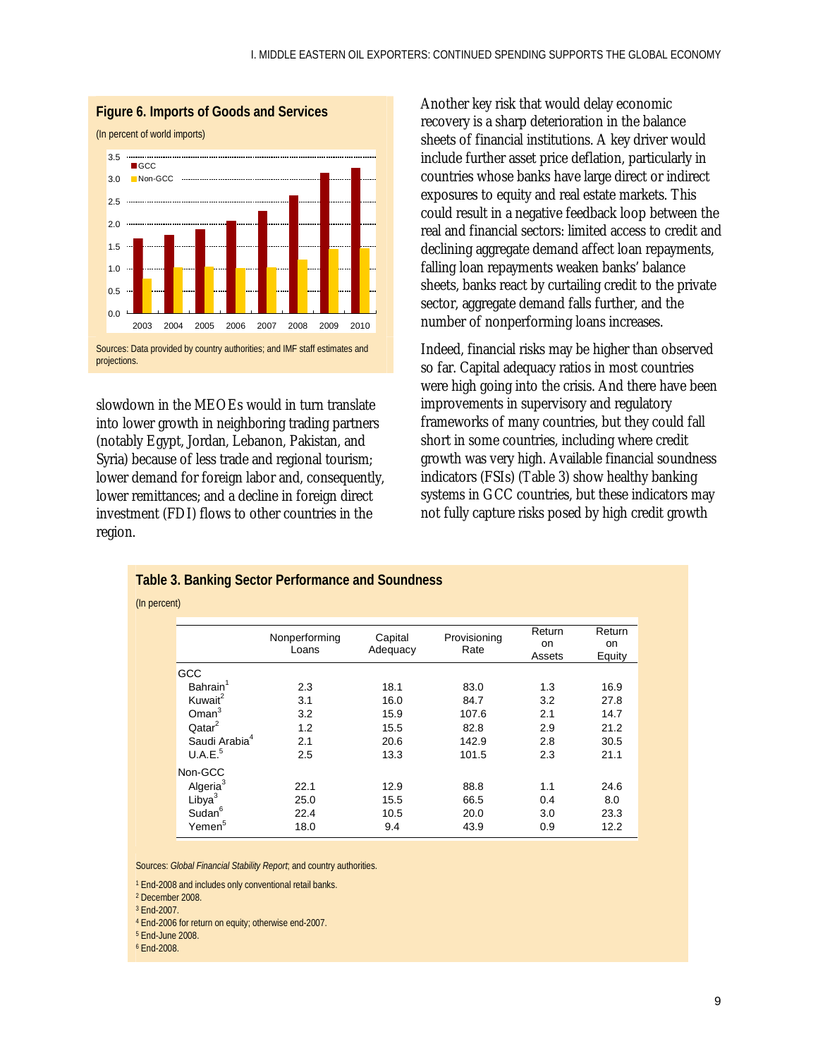**Figure 6. Imports of Goods and Services**

(In percent of world imports)

Sources: Data provided by country authorities; and IMF staff estimates and projections.

slowdown in the MEOEs would in turn translate into lower growth in neighboring trading partners (notably Egypt, Jordan, Lebanon, Pakistan, and Syria) because of less trade and regional tourism; lower demand for foreign labor and, consequently, lower remittances; and a decline in foreign direct investment (FDI) flows to other countries in the region.

Another key risk that would delay economic recovery is a sharp deterioration in the balance sheets of financial institutions. A key driver would include further asset price deflation, particularly in countries whose banks have large direct or indirect exposures to equity and real estate markets. This could result in a negative feedback loop between the real and financial sectors: limited access to credit and declining aggregate demand affect loan repayments, falling loan repayments weaken banks' balance sheets, banks react by curtailing credit to the private sector, aggregate demand falls further, and the number of nonperforming loans increases.

Indeed, financial risks may be higher than observed so far. Capital adequacy ratios in most countries were high going into the crisis. And there have been improvements in supervisory and regulatory frameworks of many countries, but they could fall short in some countries, including where credit growth was very high. Available financial soundness indicators (FSIs) (Table 3) show healthy banking systems in GCC countries, but these indicators may not fully capture risks posed by high credit growth

**Table 3. Banking Sector Performance and Soundness**

(In percent)

| | Nonperforming Loans | Capital Adequacy | Provisioning Rate | Return on Assets | Return on Equity |
|---|---|---|---|---|---|
| GCC | | | | | |
| Bahrain[1] | 2.3 | 18.1 | 83.0 | 1.3 | 16.9 |
| Kuwait[2] | 3.1 | 16.0 | 84.7 | 3.2 | 27.8 |
| Oman[3] | 3.2 | 15.9 | 107.6 | 2.1 | 14.7 |
| Qatar[2] | 1.2 | 15.5 | 82.8 | 2.9 | 21.2 |
| Saudi Arabia[4] | 2.1 | 20.6 | 142.9 | 2.8 | 30.5 |
| U.A.E.[5] | 2.5 | 13.3 | 101.5 | 2.3 | 21.1 |
| Non-GCC | | | | | |
| Algeria[3] | 22.1 | 12.9 | 88.8 | 1.1 | 24.6 |
| Libya[3] | 25.0 | 15.5 | 66.5 | 0.4 | 8.0 |
| Sudan[6] | 22.4 | 10.5 | 20.0 | 3.0 | 23.3 |
| Yemen[5] | 18.0 | 9.4 | 43.9 | 0.9 | 12.2 |

Sources: *Global Financial Stability Report*; and country authorities.

[1] End-2008 and includes only conventional retail banks.
[2] December 2008.
[3] End-2007.
[4] End-2006 for return on equity; otherwise end-2007.
[5] End-June 2008.
[6] End-2008.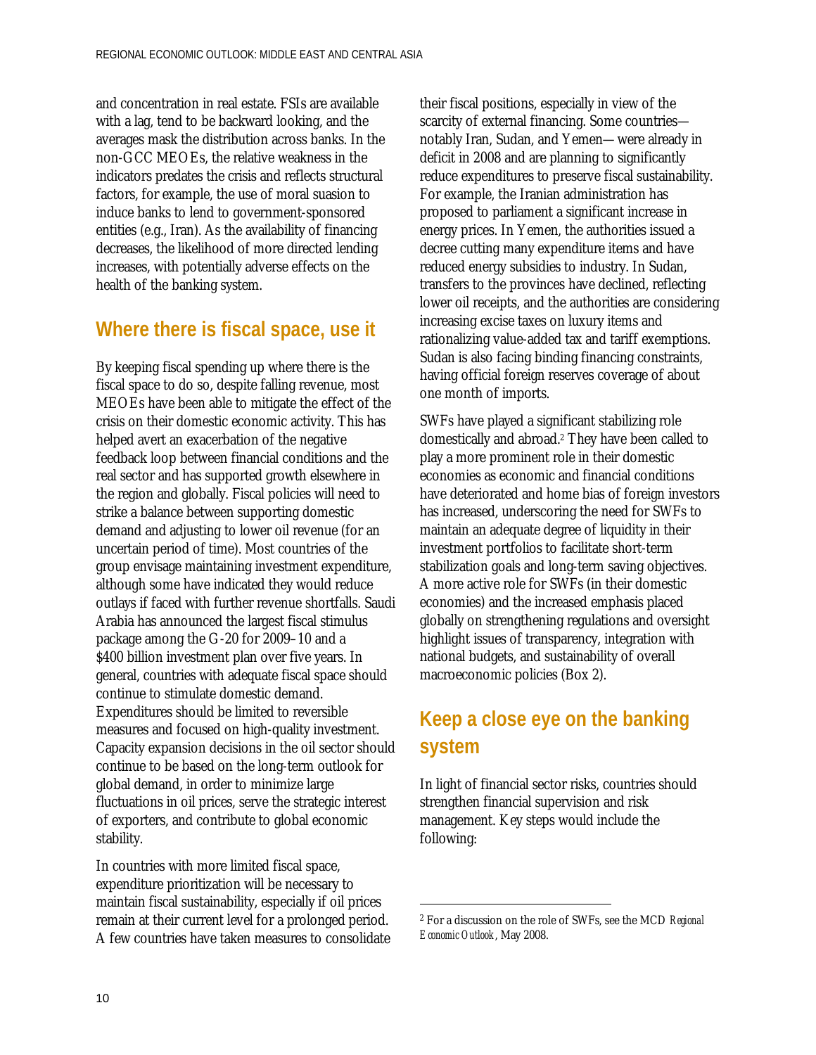and concentration in real estate. FSIs are available with a lag, tend to be backward looking, and the averages mask the distribution across banks. In the non-GCC MEOEs, the relative weakness in the indicators predates the crisis and reflects structural factors, for example, the use of moral suasion to induce banks to lend to government-sponsored entities (e.g., Iran). As the availability of financing decreases, the likelihood of more directed lending increases, with potentially adverse effects on the health of the banking system.

## Where there is fiscal space, use it

By keeping fiscal spending up where there is the fiscal space to do so, despite falling revenue, most MEOEs have been able to mitigate the effect of the crisis on their domestic economic activity. This has helped avert an exacerbation of the negative feedback loop between financial conditions and the real sector and has supported growth elsewhere in the region and globally. Fiscal policies will need to strike a balance between supporting domestic demand and adjusting to lower oil revenue (for an uncertain period of time). Most countries of the group envisage maintaining investment expenditure, although some have indicated they would reduce outlays if faced with further revenue shortfalls. Saudi Arabia has announced the largest fiscal stimulus package among the G-20 for 2009–10 and a $400 billion investment plan over five years. In general, countries with adequate fiscal space should continue to stimulate domestic demand. Expenditures should be limited to reversible measures and focused on high-quality investment. Capacity expansion decisions in the oil sector should continue to be based on the long-term outlook for global demand, in order to minimize large fluctuations in oil prices, serve the strategic interest of exporters, and contribute to global economic stability.

In countries with more limited fiscal space, expenditure prioritization will be necessary to maintain fiscal sustainability, especially if oil prices remain at their current level for a prolonged period. A few countries have taken measures to consolidate their fiscal positions, especially in view of the scarcity of external financing. Some countries—notably Iran, Sudan, and Yemen— were already in deficit in 2008 and are planning to significantly reduce expenditures to preserve fiscal sustainability. For example, the Iranian administration has proposed to parliament a significant increase in energy prices. In Yemen, the authorities issued a decree cutting many expenditure items and have reduced energy subsidies to industry. In Sudan, transfers to the provinces have declined, reflecting lower oil receipts, and the authorities are considering increasing excise taxes on luxury items and rationalizing value-added tax and tariff exemptions. Sudan is also facing binding financing constraints, having official foreign reserves coverage of about one month of imports.

SWFs have played a significant stabilizing role domestically and abroad.[2] They have been called to play a more prominent role in their domestic economies as economic and financial conditions have deteriorated and home bias of foreign investors has increased, underscoring the need for SWFs to maintain an adequate degree of liquidity in their investment portfolios to facilitate short-term stabilization goals and long-term saving objectives. A more active role for SWFs (in their domestic economies) and the increased emphasis placed globally on strengthening regulations and oversight highlight issues of transparency, integration with national budgets, and sustainability of overall macroeconomic policies (Box 2).

## Keep a close eye on the banking system

In light of financial sector risks, countries should strengthen financial supervision and risk management. Key steps would include the following:

---

[2] For a discussion on the role of SWFs, see the MCD *Regional Economic Outlook*, May 2008.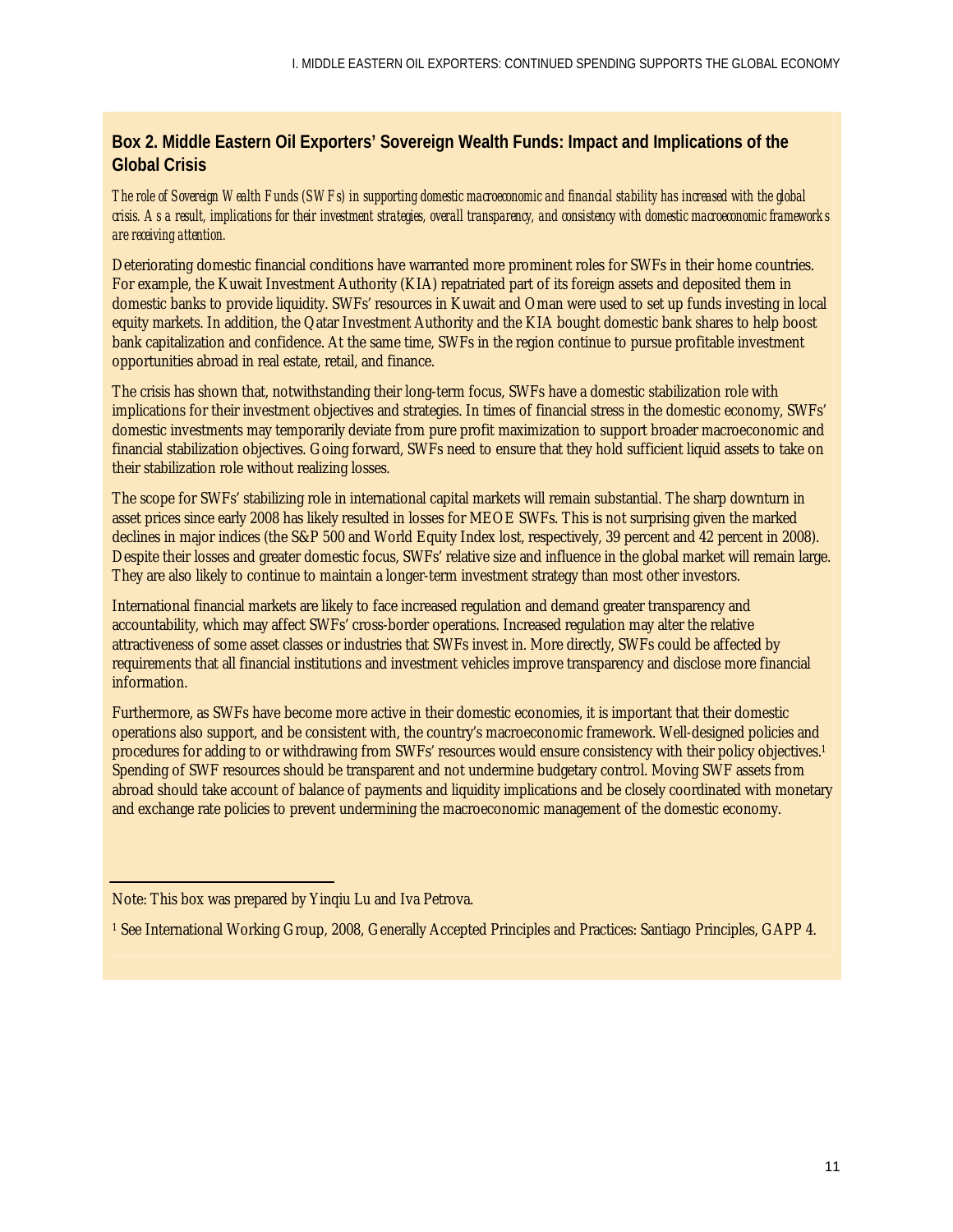## Box 2. Middle Eastern Oil Exporters' Sovereign Wealth Funds: Impact and Implications of the Global Crisis

*The role of Sovereign Wealth Funds (SWFs) in supporting domestic macroeconomic and financial stability has increased with the global crisis. As a result, implications for their investment strategies, overall transparency, and consistency with domestic macroeconomic frameworks are receiving attention.*

Deteriorating domestic financial conditions have warranted more prominent roles for SWFs in their home countries. For example, the Kuwait Investment Authority (KIA) repatriated part of its foreign assets and deposited them in domestic banks to provide liquidity. SWFs' resources in Kuwait and Oman were used to set up funds investing in local equity markets. In addition, the Qatar Investment Authority and the KIA bought domestic bank shares to help boost bank capitalization and confidence. At the same time, SWFs in the region continue to pursue profitable investment opportunities abroad in real estate, retail, and finance.

The crisis has shown that, notwithstanding their long-term focus, SWFs have a domestic stabilization role with implications for their investment objectives and strategies. In times of financial stress in the domestic economy, SWFs' domestic investments may temporarily deviate from pure profit maximization to support broader macroeconomic and financial stabilization objectives. Going forward, SWFs need to ensure that they hold sufficient liquid assets to take on their stabilization role without realizing losses.

The scope for SWFs' stabilizing role in international capital markets will remain substantial. The sharp downturn in asset prices since early 2008 has likely resulted in losses for MEOE SWFs. This is not surprising given the marked declines in major indices (the S&P 500 and World Equity Index lost, respectively, 39 percent and 42 percent in 2008). Despite their losses and greater domestic focus, SWFs' relative size and influence in the global market will remain large. They are also likely to continue to maintain a longer-term investment strategy than most other investors.

International financial markets are likely to face increased regulation and demand greater transparency and accountability, which may affect SWFs' cross-border operations. Increased regulation may alter the relative attractiveness of some asset classes or industries that SWFs invest in. More directly, SWFs could be affected by requirements that all financial institutions and investment vehicles improve transparency and disclose more financial information.

Furthermore, as SWFs have become more active in their domestic economies, it is important that their domestic operations also support, and be consistent with, the country's macroeconomic framework. Well-designed policies and procedures for adding to or withdrawing from SWFs' resources would ensure consistency with their policy objectives.[1] Spending of SWF resources should be transparent and not undermine budgetary control. Moving SWF assets from abroad should take account of balance of payments and liquidity implications and be closely coordinated with monetary and exchange rate policies to prevent undermining the macroeconomic management of the domestic economy.

---

Note: This box was prepared by Yinqiu Lu and Iva Petrova.

[1] See International Working Group, 2008, Generally Accepted Principles and Practices: Santiago Principles, GAPP 4.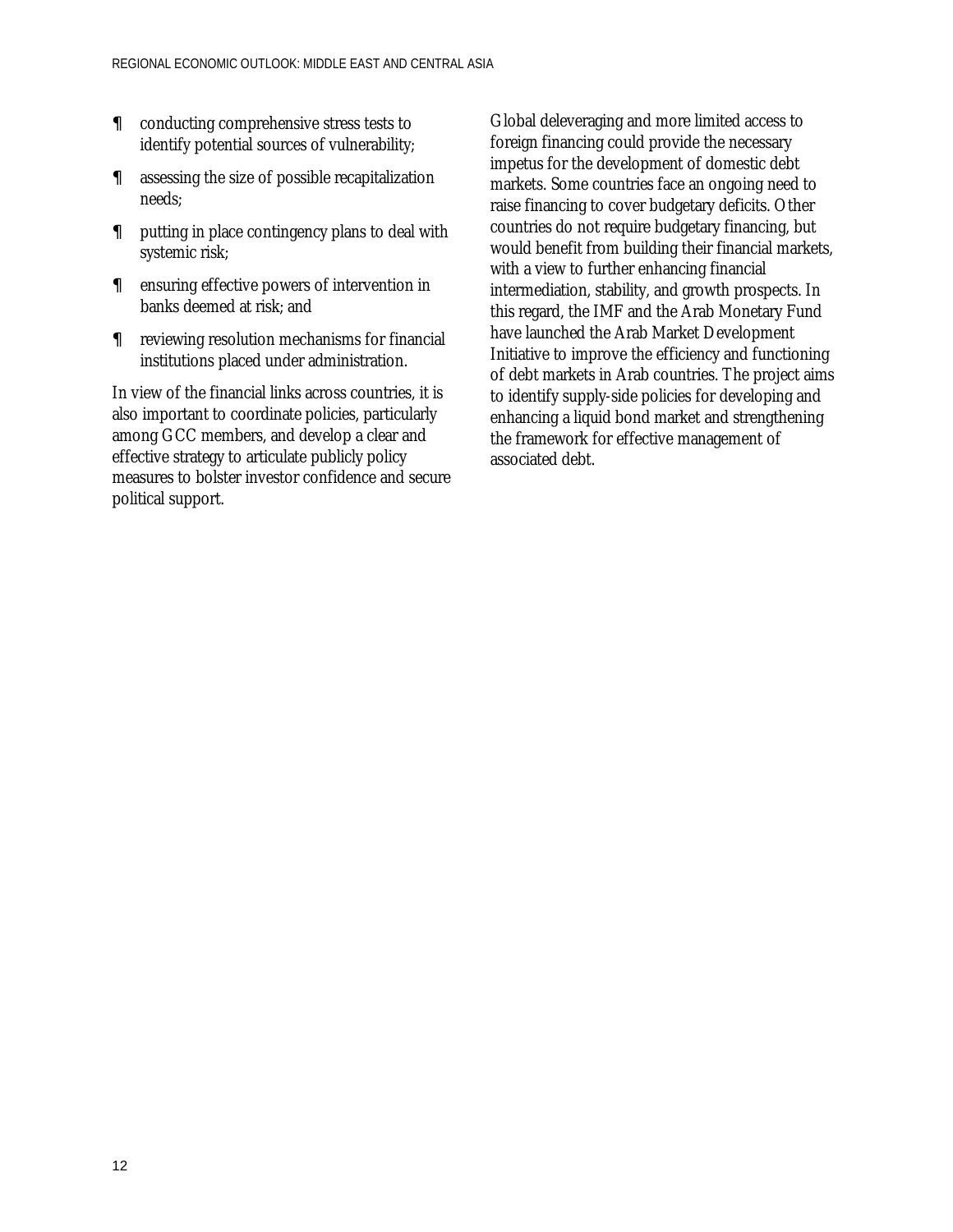- conducting comprehensive stress tests to identify potential sources of vulnerability;
- assessing the size of possible recapitalization needs;
- putting in place contingency plans to deal with systemic risk;
- ensuring effective powers of intervention in banks deemed at risk; and
- reviewing resolution mechanisms for financial institutions placed under administration.

In view of the financial links across countries, it is also important to coordinate policies, particularly among GCC members, and develop a clear and effective strategy to articulate publicly policy measures to bolster investor confidence and secure political support.

Global deleveraging and more limited access to foreign financing could provide the necessary impetus for the development of domestic debt markets. Some countries face an ongoing need to raise financing to cover budgetary deficits. Other countries do not require budgetary financing, but would benefit from building their financial markets, with a view to further enhancing financial intermediation, stability, and growth prospects. In this regard, the IMF and the Arab Monetary Fund have launched the Arab Market Development Initiative to improve the efficiency and functioning of debt markets in Arab countries. The project aims to identify supply-side policies for developing and enhancing a liquid bond market and strengthening the framework for effective management of associated debt.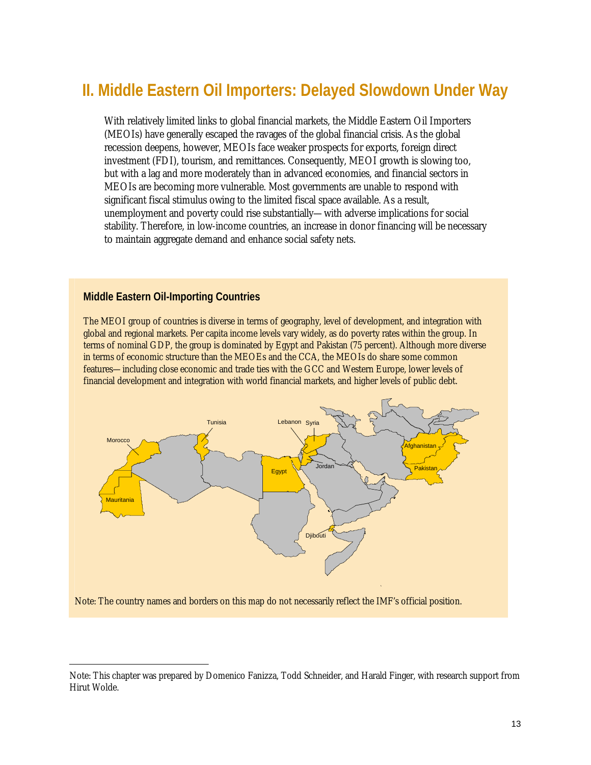# II. Middle Eastern Oil Importers: Delayed Slowdown Under Way

With relatively limited links to global financial markets, the Middle Eastern Oil Importers (MEOIs) have generally escaped the ravages of the global financial crisis. As the global recession deepens, however, MEOIs face weaker prospects for exports, foreign direct investment (FDI), tourism, and remittances. Consequently, MEOI growth is slowing too, but with a lag and more moderately than in advanced economies, and financial sectors in MEOIs are becoming more vulnerable. Most governments are unable to respond with significant fiscal stimulus owing to the limited fiscal space available. As a result, unemployment and poverty could rise substantially— with adverse implications for social stability. Therefore, in low-income countries, an increase in donor financing will be necessary to maintain aggregate demand and enhance social safety nets.

### Middle Eastern Oil-Importing Countries

The MEOI group of countries is diverse in terms of geography, level of development, and integration with global and regional markets. Per capita income levels vary widely, as do poverty rates within the group. In terms of nominal GDP, the group is dominated by Egypt and Pakistan (75 percent). Although more diverse in terms of economic structure than the MEOEs and the CCA, the MEOIs do share some common features— including close economic and trade ties with the GCC and Western Europe, lower levels of financial development and integration with world financial markets, and higher levels of public debt.

Note: The country names and borders on this map do not necessarily reflect the IMF's official position.

Note: This chapter was prepared by Domenico Fanizza, Todd Schneider, and Harald Finger, with research support from Hirut Wolde.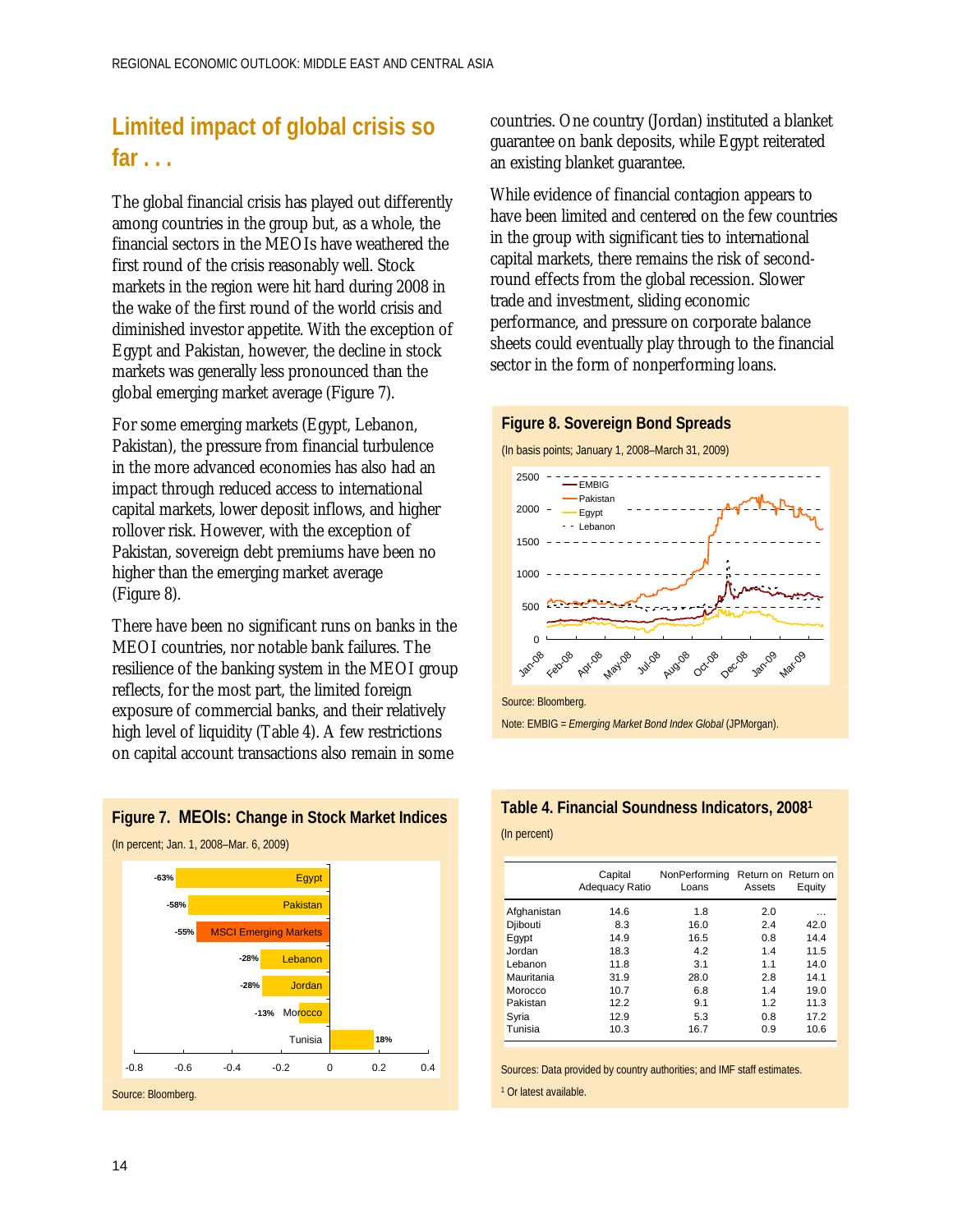## Limited impact of global crisis so far . . .

The global financial crisis has played out differently among countries in the group but, as a whole, the financial sectors in the MEOIs have weathered the first round of the crisis reasonably well. Stock markets in the region were hit hard during 2008 in the wake of the first round of the world crisis and diminished investor appetite. With the exception of Egypt and Pakistan, however, the decline in stock markets was generally less pronounced than the global emerging market average (Figure 7).

For some emerging markets (Egypt, Lebanon, Pakistan), the pressure from financial turbulence in the more advanced economies has also had an impact through reduced access to international capital markets, lower deposit inflows, and higher rollover risk. However, with the exception of Pakistan, sovereign debt premiums have been no higher than the emerging market average (Figure 8).

There have been no significant runs on banks in the MEOI countries, nor notable bank failures. The resilience of the banking system in the MEOI group reflects, for the most part, the limited foreign exposure of commercial banks, and their relatively high level of liquidity (Table 4). A few restrictions on capital account transactions also remain in some countries. One country (Jordan) instituted a blanket guarantee on bank deposits, while Egypt reiterated an existing blanket guarantee.

While evidence of financial contagion appears to have been limited and centered on the few countries in the group with significant ties to international capital markets, there remains the risk of second-round effects from the global recession. Slower trade and investment, sliding economic performance, and pressure on corporate balance sheets could eventually play through to the financial sector in the form of nonperforming loans.

**Figure 7. MEOIs: Change in Stock Market Indices**

(In percent; Jan. 1, 2008–Mar. 6, 2009)

| | Change |
|---|---|
| Egypt | -63% |
| Pakistan | -58% |
| MSCI Emerging Markets | -55% |
| Lebanon | -28% |
| Jordan | -28% |
| Morocco | -13% |
| Tunisia | 18% |

Source: Bloomberg.

**Figure 8. Sovereign Bond Spreads**

(In basis points; January 1, 2008–March 31, 2009)

Source: Bloomberg.

Note: EMBIG = *Emerging Market Bond Index Global* (JPMorgan).

**Table 4. Financial Soundness Indicators, 2008[1]**

(In percent)

| | Capital Adequacy Ratio | NonPerforming Loans | Return on Assets | Return on Equity |
|---|---|---|---|---|
| Afghanistan | 14.6 | 1.8 | 2.0 | … |
| Djibouti | 8.3 | 16.0 | 2.4 | 42.0 |
| Egypt | 14.9 | 16.5 | 0.8 | 14.4 |
| Jordan | 18.3 | 4.2 | 1.4 | 11.5 |
| Lebanon | 11.8 | 3.1 | 1.1 | 14.0 |
| Mauritania | 31.9 | 28.0 | 2.8 | 14.1 |
| Morocco | 10.7 | 6.8 | 1.4 | 19.0 |
| Pakistan | 12.2 | 9.1 | 1.2 | 11.3 |
| Syria | 12.9 | 5.3 | 0.8 | 17.2 |
| Tunisia | 10.3 | 16.7 | 0.9 | 10.6 |

Sources: Data provided by country authorities; and IMF staff estimates.

[1] Or latest available.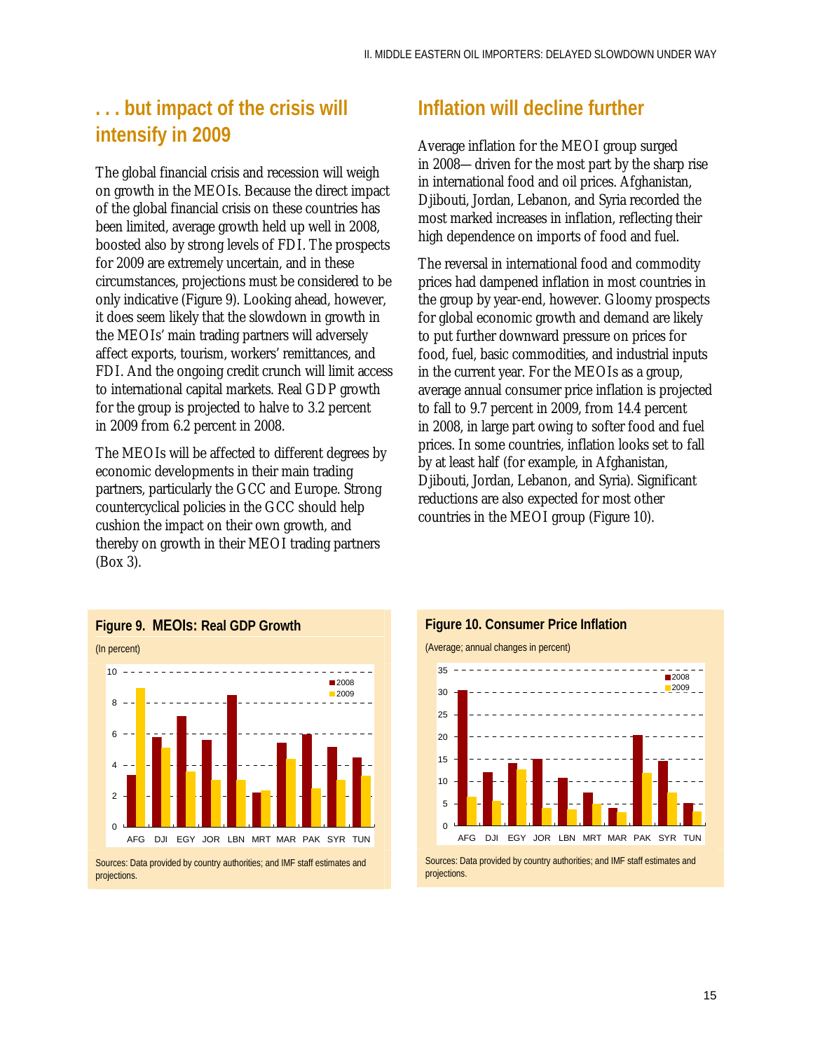## . . . but impact of the crisis will intensify in 2009

The global financial crisis and recession will weigh on growth in the MEOIs. Because the direct impact of the global financial crisis on these countries has been limited, average growth held up well in 2008, boosted also by strong levels of FDI. The prospects for 2009 are extremely uncertain, and in these circumstances, projections must be considered to be only indicative (Figure 9). Looking ahead, however, it does seem likely that the slowdown in growth in the MEOIs' main trading partners will adversely affect exports, tourism, workers' remittances, and FDI. And the ongoing credit crunch will limit access to international capital markets. Real GDP growth for the group is projected to halve to 3.2 percent in 2009 from 6.2 percent in 2008.

The MEOIs will be affected to different degrees by economic developments in their main trading partners, particularly the GCC and Europe. Strong countercyclical policies in the GCC should help cushion the impact on their own growth, and thereby on growth in their MEOI trading partners (Box 3).

## Inflation will decline further

Average inflation for the MEOI group surged in 2008—driven for the most part by the sharp rise in international food and oil prices. Afghanistan, Djibouti, Jordan, Lebanon, and Syria recorded the most marked increases in inflation, reflecting their high dependence on imports of food and fuel.

The reversal in international food and commodity prices had dampened inflation in most countries in the group by year-end, however. Gloomy prospects for global economic growth and demand are likely to put further downward pressure on prices for food, fuel, basic commodities, and industrial inputs in the current year. For the MEOIs as a group, average annual consumer price inflation is projected to fall to 9.7 percent in 2009, from 14.4 percent in 2008, in large part owing to softer food and fuel prices. In some countries, inflation looks set to fall by at least half (for example, in Afghanistan, Djibouti, Jordan, Lebanon, and Syria). Significant reductions are also expected for most other countries in the MEOI group (Figure 10).

**Figure 9. MEOIs: Real GDP Growth**

(In percent)

Sources: Data provided by country authorities; and IMF staff estimates and projections.

**Figure 10. Consumer Price Inflation**

(Average; annual changes in percent)

Sources: Data provided by country authorities; and IMF staff estimates and projections.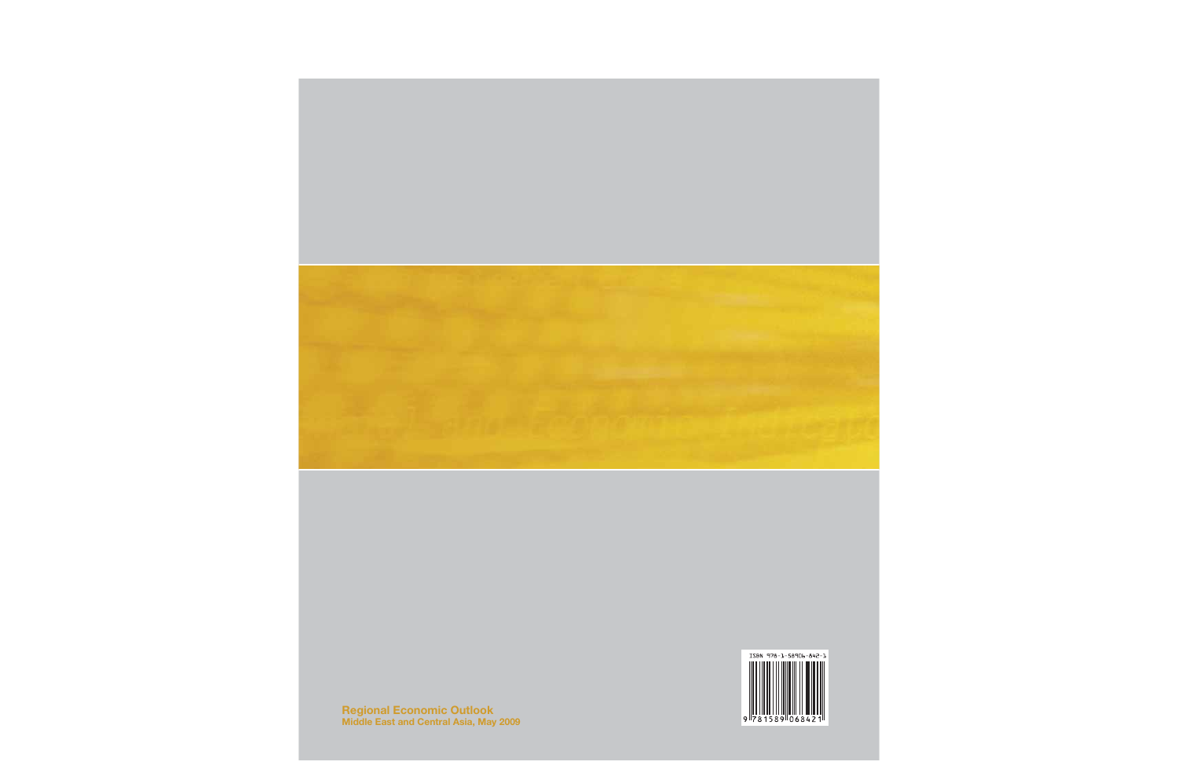**Regional Economic Outlook**
**Middle East and Central Asia, May 2009**

ISBN 978-1-58906-842-1